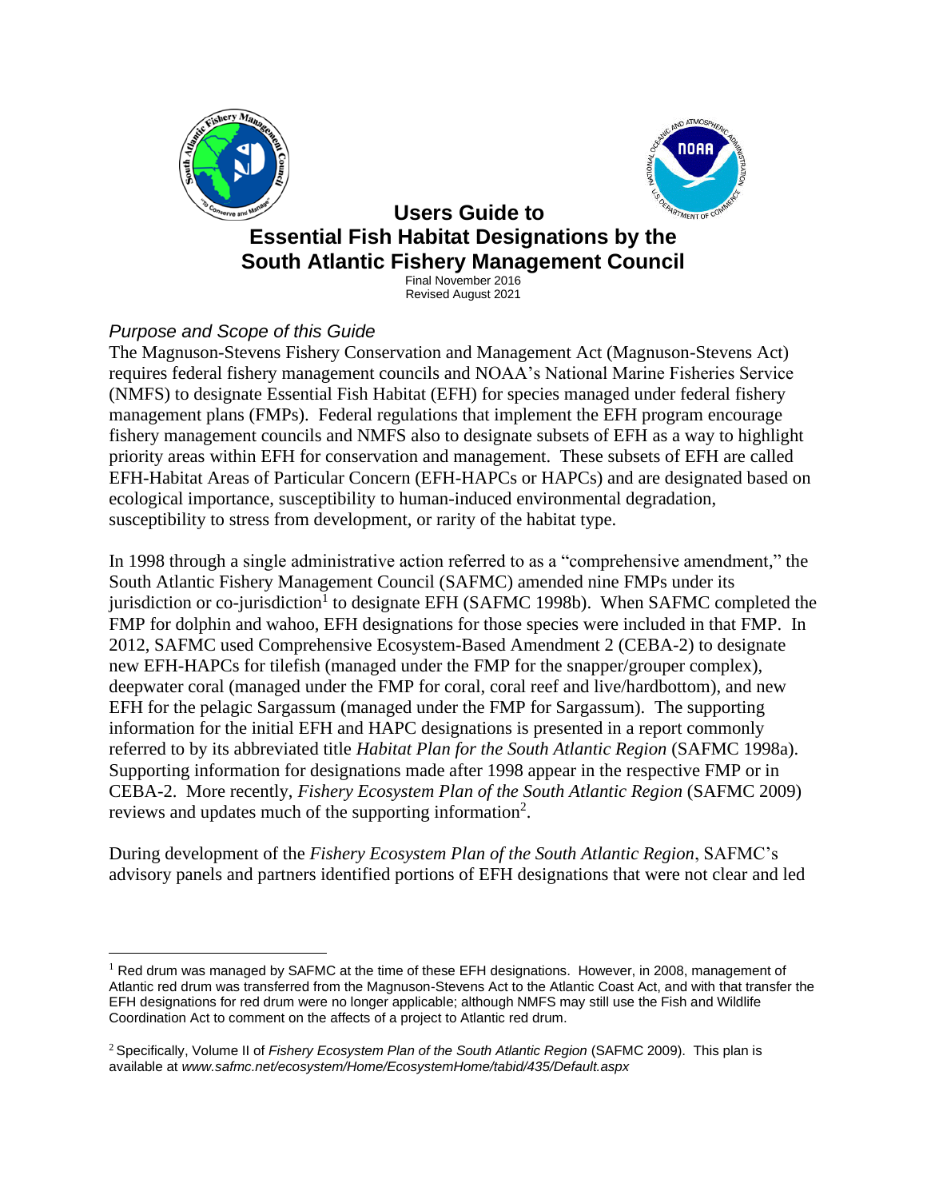# Users Guide to Essential Fish Habitat Designations by the South Atlantic Fishery Management Council

Final November 2016
Revised August 2021

### *Purpose and Scope of this Guide*

The Magnuson-Stevens Fishery Conservation and Management Act (Magnuson-Stevens Act) requires federal fishery management councils and NOAA's National Marine Fisheries Service (NMFS) to designate Essential Fish Habitat (EFH) for species managed under federal fishery management plans (FMPs). Federal regulations that implement the EFH program encourage fishery management councils and NMFS also to designate subsets of EFH as a way to highlight priority areas within EFH for conservation and management. These subsets of EFH are called EFH-Habitat Areas of Particular Concern (EFH-HAPCs or HAPCs) and are designated based on ecological importance, susceptibility to human-induced environmental degradation, susceptibility to stress from development, or rarity of the habitat type.

In 1998 through a single administrative action referred to as a "comprehensive amendment," the South Atlantic Fishery Management Council (SAFMC) amended nine FMPs under its jurisdiction or co-jurisdiction[1] to designate EFH (SAFMC 1998b). When SAFMC completed the FMP for dolphin and wahoo, EFH designations for those species were included in that FMP. In 2012, SAFMC used Comprehensive Ecosystem-Based Amendment 2 (CEBA-2) to designate new EFH-HAPCs for tilefish (managed under the FMP for the snapper/grouper complex), deepwater coral (managed under the FMP for coral, coral reef and live/hardbottom), and new EFH for the pelagic Sargassum (managed under the FMP for Sargassum). The supporting information for the initial EFH and HAPC designations is presented in a report commonly referred to by its abbreviated title *Habitat Plan for the South Atlantic Region* (SAFMC 1998a). Supporting information for designations made after 1998 appear in the respective FMP or in CEBA-2. More recently, *Fishery Ecosystem Plan of the South Atlantic Region* (SAFMC 2009) reviews and updates much of the supporting information[2].

During development of the *Fishery Ecosystem Plan of the South Atlantic Region*, SAFMC's advisory panels and partners identified portions of EFH designations that were not clear and led

[1] Red drum was managed by SAFMC at the time of these EFH designations. However, in 2008, management of Atlantic red drum was transferred from the Magnuson-Stevens Act to the Atlantic Coast Act, and with that transfer the EFH designations for red drum were no longer applicable; although NMFS may still use the Fish and Wildlife Coordination Act to comment on the affects of a project to Atlantic red drum.

[2] Specifically, Volume II of *Fishery Ecosystem Plan of the South Atlantic Region* (SAFMC 2009). This plan is available at *www.safmc.net/ecosystem/Home/EcosystemHome/tabid/435/Default.aspx*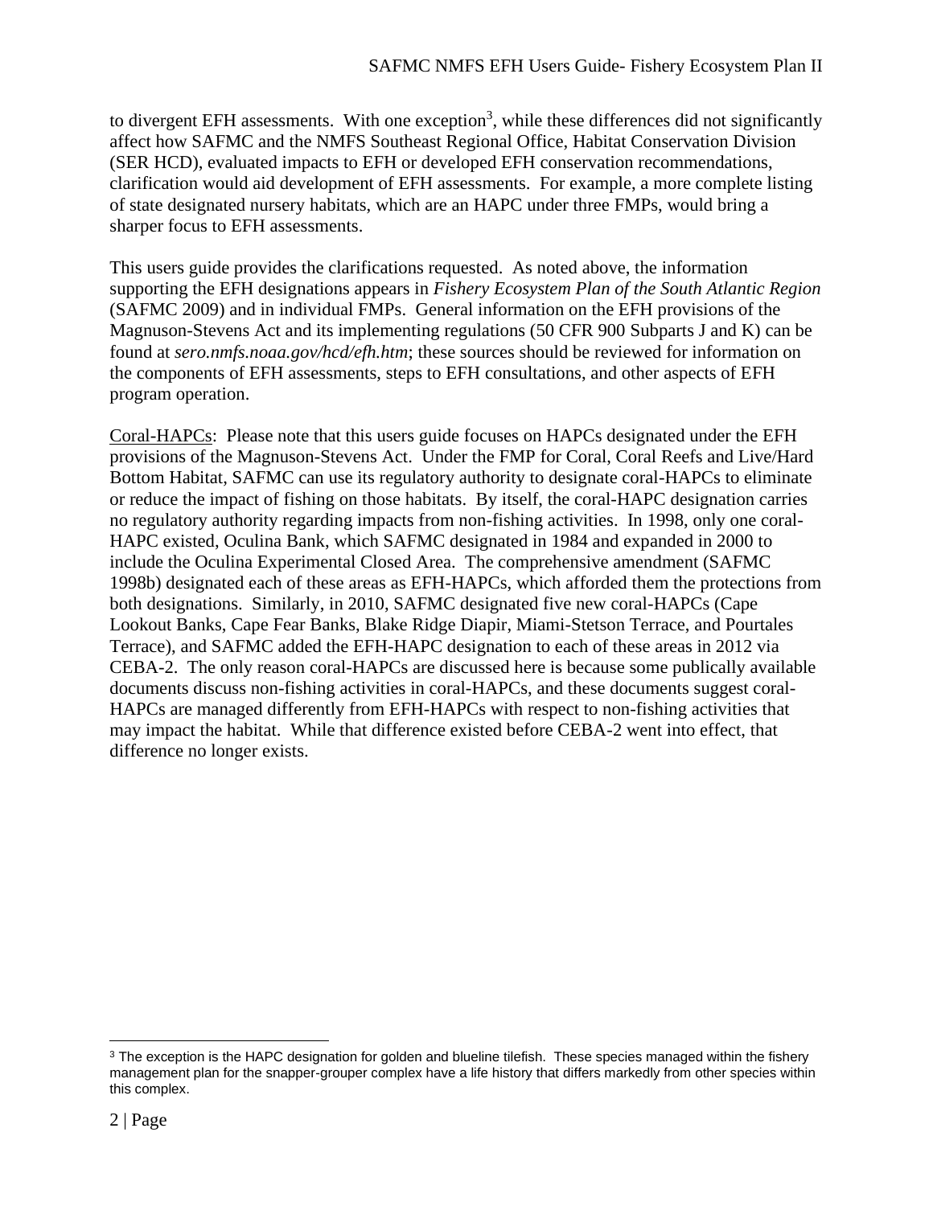to divergent EFH assessments. With one exception[3], while these differences did not significantly affect how SAFMC and the NMFS Southeast Regional Office, Habitat Conservation Division (SER HCD), evaluated impacts to EFH or developed EFH conservation recommendations, clarification would aid development of EFH assessments. For example, a more complete listing of state designated nursery habitats, which are an HAPC under three FMPs, would bring a sharper focus to EFH assessments.

This users guide provides the clarifications requested. As noted above, the information supporting the EFH designations appears in *Fishery Ecosystem Plan of the South Atlantic Region* (SAFMC 2009) and in individual FMPs. General information on the EFH provisions of the Magnuson-Stevens Act and its implementing regulations (50 CFR 900 Subparts J and K) can be found at *sero.nmfs.noaa.gov/hcd/efh.htm*; these sources should be reviewed for information on the components of EFH assessments, steps to EFH consultations, and other aspects of EFH program operation.

<u>Coral-HAPCs</u>: Please note that this users guide focuses on HAPCs designated under the EFH provisions of the Magnuson-Stevens Act. Under the FMP for Coral, Coral Reefs and Live/Hard Bottom Habitat, SAFMC can use its regulatory authority to designate coral-HAPCs to eliminate or reduce the impact of fishing on those habitats. By itself, the coral-HAPC designation carries no regulatory authority regarding impacts from non-fishing activities. In 1998, only one coral-HAPC existed, Oculina Bank, which SAFMC designated in 1984 and expanded in 2000 to include the Oculina Experimental Closed Area. The comprehensive amendment (SAFMC 1998b) designated each of these areas as EFH-HAPCs, which afforded them the protections from both designations. Similarly, in 2010, SAFMC designated five new coral-HAPCs (Cape Lookout Banks, Cape Fear Banks, Blake Ridge Diapir, Miami-Stetson Terrace, and Pourtales Terrace), and SAFMC added the EFH-HAPC designation to each of these areas in 2012 via CEBA-2. The only reason coral-HAPCs are discussed here is because some publically available documents discuss non-fishing activities in coral-HAPCs, and these documents suggest coral-HAPCs are managed differently from EFH-HAPCs with respect to non-fishing activities that may impact the habitat. While that difference existed before CEBA-2 went into effect, that difference no longer exists.

[3] The exception is the HAPC designation for golden and blueline tilefish. These species managed within the fishery management plan for the snapper-grouper complex have a life history that differs markedly from other species within this complex.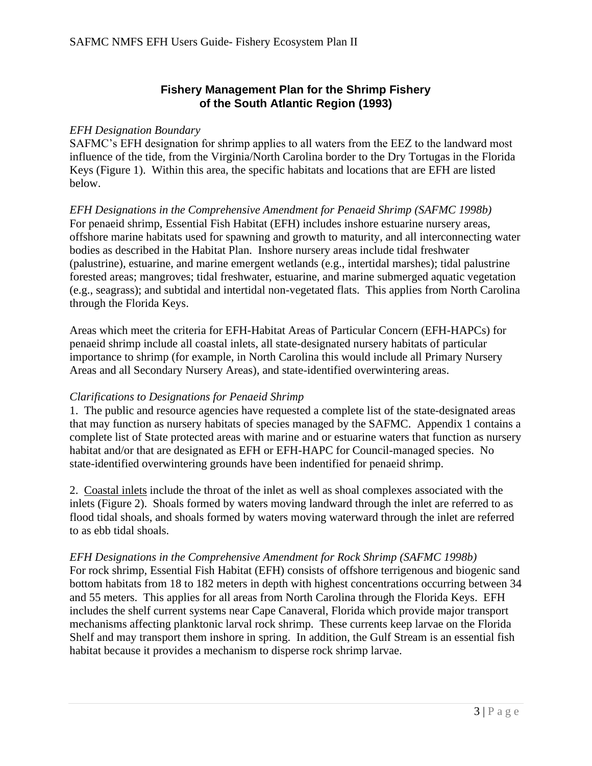## Fishery Management Plan for the Shrimp Fishery of the South Atlantic Region (1993)

*EFH Designation Boundary*
SAFMC's EFH designation for shrimp applies to all waters from the EEZ to the landward most influence of the tide, from the Virginia/North Carolina border to the Dry Tortugas in the Florida Keys (Figure 1). Within this area, the specific habitats and locations that are EFH are listed below.

*EFH Designations in the Comprehensive Amendment for Penaeid Shrimp (SAFMC 1998b)*
For penaeid shrimp, Essential Fish Habitat (EFH) includes inshore estuarine nursery areas, offshore marine habitats used for spawning and growth to maturity, and all interconnecting water bodies as described in the Habitat Plan. Inshore nursery areas include tidal freshwater (palustrine), estuarine, and marine emergent wetlands (e.g., intertidal marshes); tidal palustrine forested areas; mangroves; tidal freshwater, estuarine, and marine submerged aquatic vegetation (e.g., seagrass); and subtidal and intertidal non-vegetated flats. This applies from North Carolina through the Florida Keys.

Areas which meet the criteria for EFH-Habitat Areas of Particular Concern (EFH-HAPCs) for penaeid shrimp include all coastal inlets, all state-designated nursery habitats of particular importance to shrimp (for example, in North Carolina this would include all Primary Nursery Areas and all Secondary Nursery Areas), and state-identified overwintering areas.

*Clarifications to Designations for Penaeid Shrimp*
1. The public and resource agencies have requested a complete list of the state-designated areas that may function as nursery habitats of species managed by the SAFMC. Appendix 1 contains a complete list of State protected areas with marine and or estuarine waters that function as nursery habitat and/or that are designated as EFH or EFH-HAPC for Council-managed species. No state-identified overwintering grounds have been indentified for penaeid shrimp.

2. <u>Coastal inlets</u> include the throat of the inlet as well as shoal complexes associated with the inlets (Figure 2). Shoals formed by waters moving landward through the inlet are referred to as flood tidal shoals, and shoals formed by waters moving waterward through the inlet are referred to as ebb tidal shoals.

*EFH Designations in the Comprehensive Amendment for Rock Shrimp (SAFMC 1998b)*
For rock shrimp, Essential Fish Habitat (EFH) consists of offshore terrigenous and biogenic sand bottom habitats from 18 to 182 meters in depth with highest concentrations occurring between 34 and 55 meters. This applies for all areas from North Carolina through the Florida Keys. EFH includes the shelf current systems near Cape Canaveral, Florida which provide major transport mechanisms affecting planktonic larval rock shrimp. These currents keep larvae on the Florida Shelf and may transport them inshore in spring. In addition, the Gulf Stream is an essential fish habitat because it provides a mechanism to disperse rock shrimp larvae.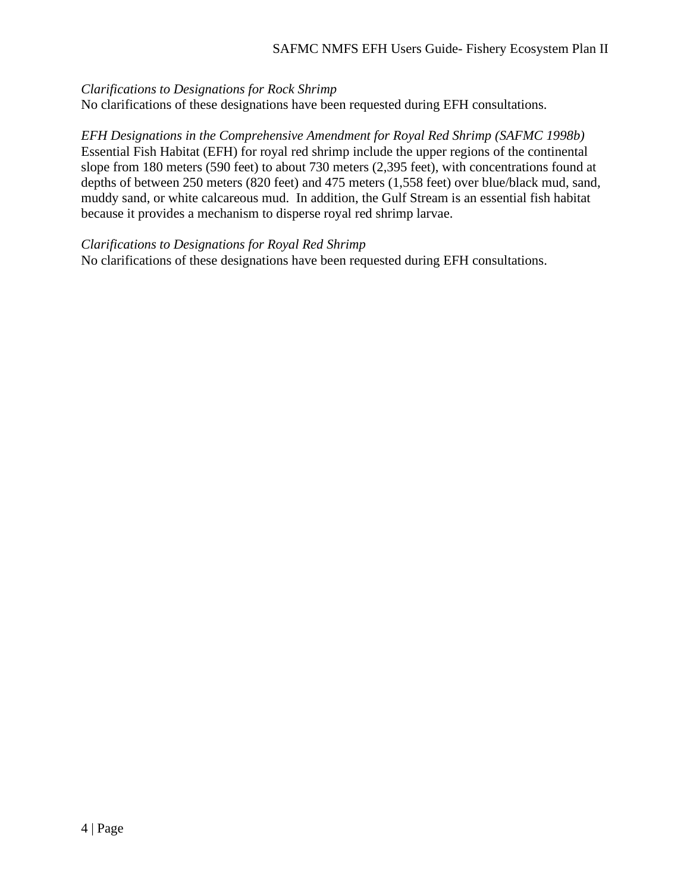*Clarifications to Designations for Rock Shrimp*

No clarifications of these designations have been requested during EFH consultations.

*EFH Designations in the Comprehensive Amendment for Royal Red Shrimp (SAFMC 1998b)*

Essential Fish Habitat (EFH) for royal red shrimp include the upper regions of the continental slope from 180 meters (590 feet) to about 730 meters (2,395 feet), with concentrations found at depths of between 250 meters (820 feet) and 475 meters (1,558 feet) over blue/black mud, sand, muddy sand, or white calcareous mud. In addition, the Gulf Stream is an essential fish habitat because it provides a mechanism to disperse royal red shrimp larvae.

*Clarifications to Designations for Royal Red Shrimp*

No clarifications of these designations have been requested during EFH consultations.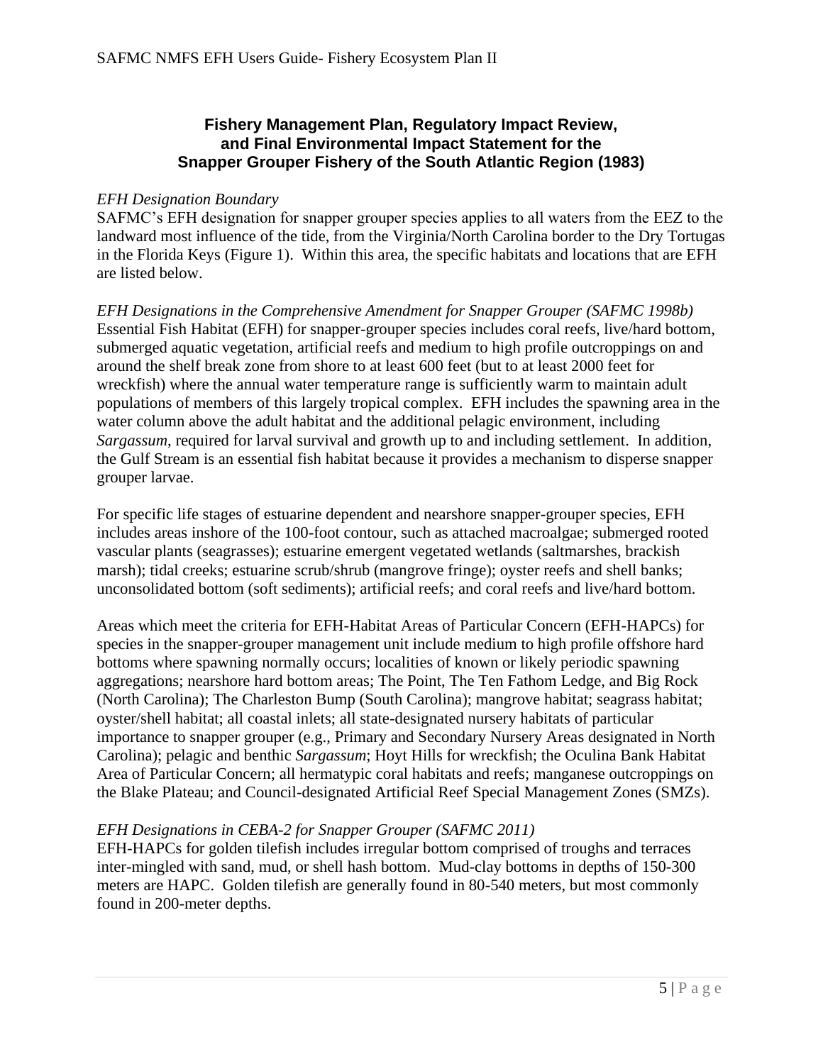## Fishery Management Plan, Regulatory Impact Review, and Final Environmental Impact Statement for the Snapper Grouper Fishery of the South Atlantic Region (1983)

*EFH Designation Boundary*

SAFMC's EFH designation for snapper grouper species applies to all waters from the EEZ to the landward most influence of the tide, from the Virginia/North Carolina border to the Dry Tortugas in the Florida Keys (Figure 1). Within this area, the specific habitats and locations that are EFH are listed below.

*EFH Designations in the Comprehensive Amendment for Snapper Grouper (SAFMC 1998b)*

Essential Fish Habitat (EFH) for snapper-grouper species includes coral reefs, live/hard bottom, submerged aquatic vegetation, artificial reefs and medium to high profile outcroppings on and around the shelf break zone from shore to at least 600 feet (but to at least 2000 feet for wreckfish) where the annual water temperature range is sufficiently warm to maintain adult populations of members of this largely tropical complex. EFH includes the spawning area in the water column above the adult habitat and the additional pelagic environment, including *Sargassum*, required for larval survival and growth up to and including settlement. In addition, the Gulf Stream is an essential fish habitat because it provides a mechanism to disperse snapper grouper larvae.

For specific life stages of estuarine dependent and nearshore snapper-grouper species, EFH includes areas inshore of the 100-foot contour, such as attached macroalgae; submerged rooted vascular plants (seagrasses); estuarine emergent vegetated wetlands (saltmarshes, brackish marsh); tidal creeks; estuarine scrub/shrub (mangrove fringe); oyster reefs and shell banks; unconsolidated bottom (soft sediments); artificial reefs; and coral reefs and live/hard bottom.

Areas which meet the criteria for EFH-Habitat Areas of Particular Concern (EFH-HAPCs) for species in the snapper-grouper management unit include medium to high profile offshore hard bottoms where spawning normally occurs; localities of known or likely periodic spawning aggregations; nearshore hard bottom areas; The Point, The Ten Fathom Ledge, and Big Rock (North Carolina); The Charleston Bump (South Carolina); mangrove habitat; seagrass habitat; oyster/shell habitat; all coastal inlets; all state-designated nursery habitats of particular importance to snapper grouper (e.g., Primary and Secondary Nursery Areas designated in North Carolina); pelagic and benthic *Sargassum*; Hoyt Hills for wreckfish; the Oculina Bank Habitat Area of Particular Concern; all hermatypic coral habitats and reefs; manganese outcroppings on the Blake Plateau; and Council-designated Artificial Reef Special Management Zones (SMZs).

*EFH Designations in CEBA-2 for Snapper Grouper (SAFMC 2011)*

EFH-HAPCs for golden tilefish includes irregular bottom comprised of troughs and terraces inter-mingled with sand, mud, or shell hash bottom. Mud-clay bottoms in depths of 150-300 meters are HAPC. Golden tilefish are generally found in 80-540 meters, but most commonly found in 200-meter depths.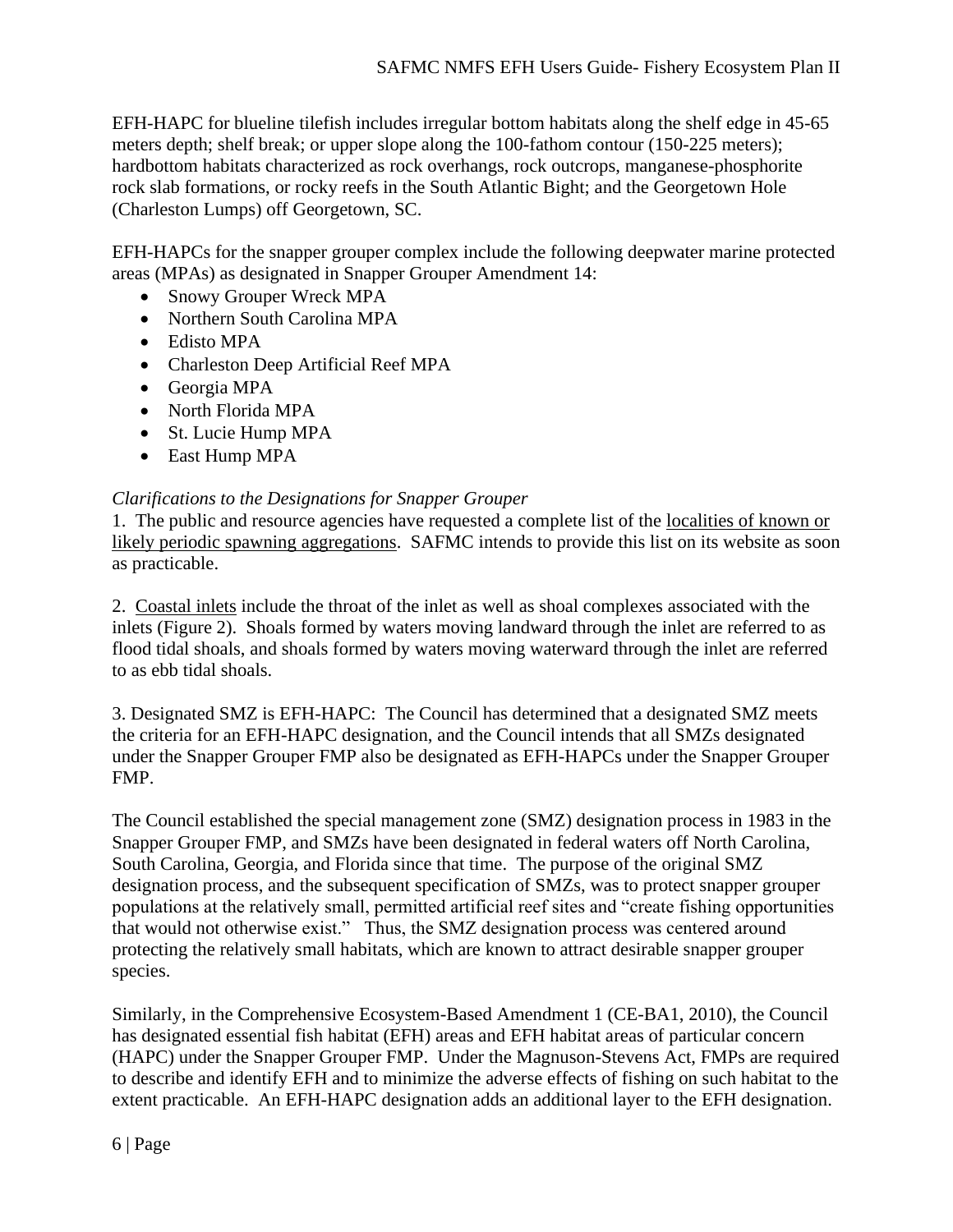EFH-HAPC for blueline tilefish includes irregular bottom habitats along the shelf edge in 45-65 meters depth; shelf break; or upper slope along the 100-fathom contour (150-225 meters); hardbottom habitats characterized as rock overhangs, rock outcrops, manganese-phosphorite rock slab formations, or rocky reefs in the South Atlantic Bight; and the Georgetown Hole (Charleston Lumps) off Georgetown, SC.

EFH-HAPCs for the snapper grouper complex include the following deepwater marine protected areas (MPAs) as designated in Snapper Grouper Amendment 14:

- Snowy Grouper Wreck MPA
- Northern South Carolina MPA
- Edisto MPA
- Charleston Deep Artificial Reef MPA
- Georgia MPA
- North Florida MPA
- St. Lucie Hump MPA
- East Hump MPA

*Clarifications to the Designations for Snapper Grouper*

1. The public and resource agencies have requested a complete list of the localities of known or likely periodic spawning aggregations. SAFMC intends to provide this list on its website as soon as practicable.

2. Coastal inlets include the throat of the inlet as well as shoal complexes associated with the inlets (Figure 2). Shoals formed by waters moving landward through the inlet are referred to as flood tidal shoals, and shoals formed by waters moving waterward through the inlet are referred to as ebb tidal shoals.

3. Designated SMZ is EFH-HAPC: The Council has determined that a designated SMZ meets the criteria for an EFH-HAPC designation, and the Council intends that all SMZs designated under the Snapper Grouper FMP also be designated as EFH-HAPCs under the Snapper Grouper FMP.

The Council established the special management zone (SMZ) designation process in 1983 in the Snapper Grouper FMP, and SMZs have been designated in federal waters off North Carolina, South Carolina, Georgia, and Florida since that time. The purpose of the original SMZ designation process, and the subsequent specification of SMZs, was to protect snapper grouper populations at the relatively small, permitted artificial reef sites and "create fishing opportunities that would not otherwise exist." Thus, the SMZ designation process was centered around protecting the relatively small habitats, which are known to attract desirable snapper grouper species.

Similarly, in the Comprehensive Ecosystem-Based Amendment 1 (CE-BA1, 2010), the Council has designated essential fish habitat (EFH) areas and EFH habitat areas of particular concern (HAPC) under the Snapper Grouper FMP. Under the Magnuson-Stevens Act, FMPs are required to describe and identify EFH and to minimize the adverse effects of fishing on such habitat to the extent practicable. An EFH-HAPC designation adds an additional layer to the EFH designation.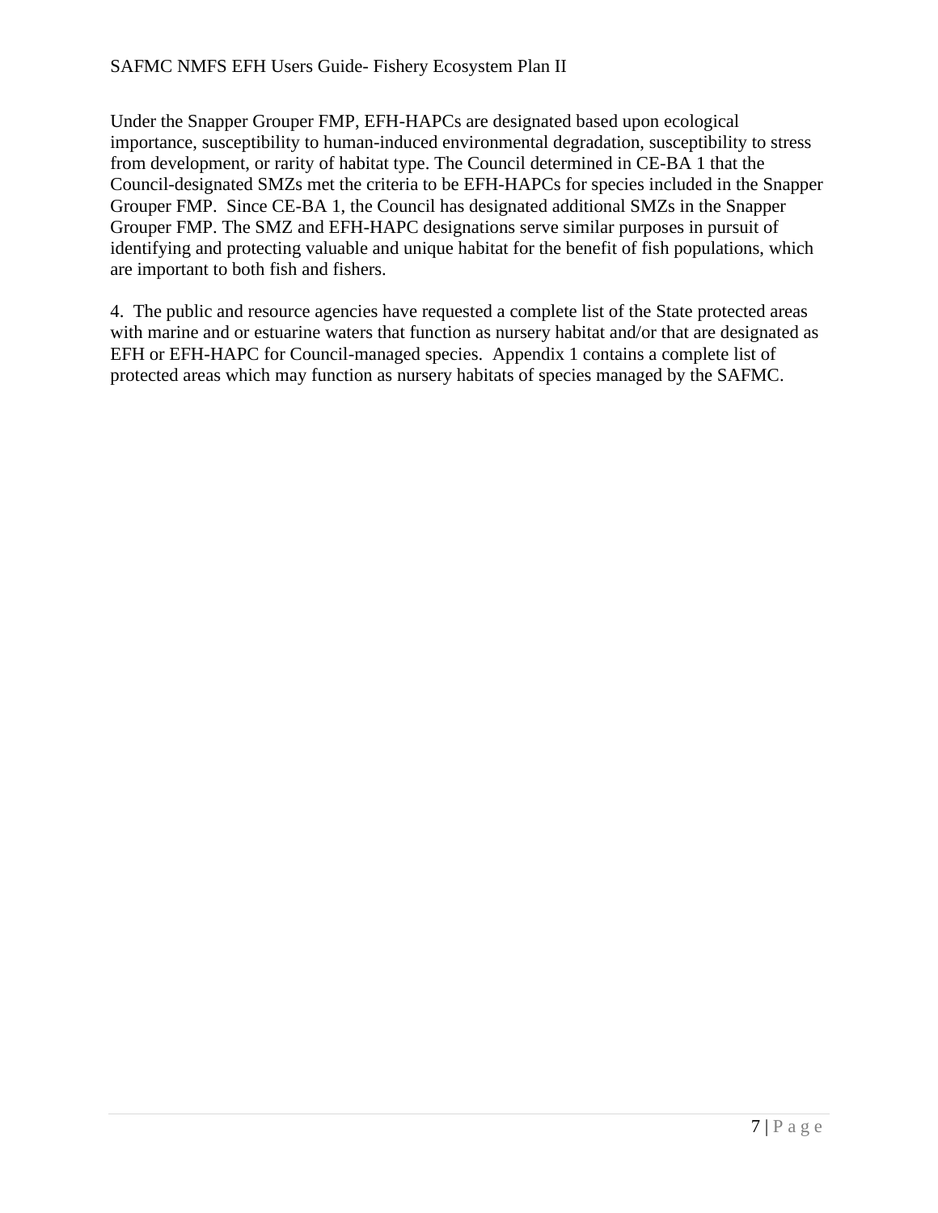Under the Snapper Grouper FMP, EFH-HAPCs are designated based upon ecological importance, susceptibility to human-induced environmental degradation, susceptibility to stress from development, or rarity of habitat type. The Council determined in CE-BA 1 that the Council-designated SMZs met the criteria to be EFH-HAPCs for species included in the Snapper Grouper FMP. Since CE-BA 1, the Council has designated additional SMZs in the Snapper Grouper FMP. The SMZ and EFH-HAPC designations serve similar purposes in pursuit of identifying and protecting valuable and unique habitat for the benefit of fish populations, which are important to both fish and fishers.

4. The public and resource agencies have requested a complete list of the State protected areas with marine and or estuarine waters that function as nursery habitat and/or that are designated as EFH or EFH-HAPC for Council-managed species. Appendix 1 contains a complete list of protected areas which may function as nursery habitats of species managed by the SAFMC.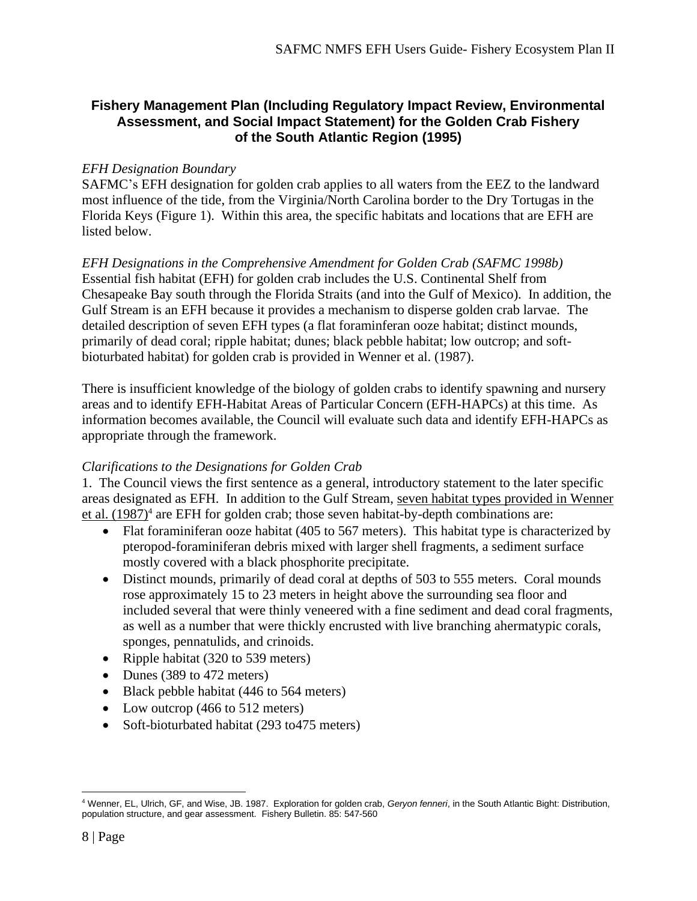### Fishery Management Plan (Including Regulatory Impact Review, Environmental Assessment, and Social Impact Statement) for the Golden Crab Fishery of the South Atlantic Region (1995)

*EFH Designation Boundary*

SAFMC's EFH designation for golden crab applies to all waters from the EEZ to the landward most influence of the tide, from the Virginia/North Carolina border to the Dry Tortugas in the Florida Keys (Figure 1). Within this area, the specific habitats and locations that are EFH are listed below.

*EFH Designations in the Comprehensive Amendment for Golden Crab (SAFMC 1998b)*

Essential fish habitat (EFH) for golden crab includes the U.S. Continental Shelf from Chesapeake Bay south through the Florida Straits (and into the Gulf of Mexico). In addition, the Gulf Stream is an EFH because it provides a mechanism to disperse golden crab larvae. The detailed description of seven EFH types (a flat foraminferan ooze habitat; distinct mounds, primarily of dead coral; ripple habitat; dunes; black pebble habitat; low outcrop; and soft-bioturbated habitat) for golden crab is provided in Wenner et al. (1987).

There is insufficient knowledge of the biology of golden crabs to identify spawning and nursery areas and to identify EFH-Habitat Areas of Particular Concern (EFH-HAPCs) at this time. As information becomes available, the Council will evaluate such data and identify EFH-HAPCs as appropriate through the framework.

*Clarifications to the Designations for Golden Crab*

1. The Council views the first sentence as a general, introductory statement to the later specific areas designated as EFH. In addition to the Gulf Stream, seven habitat types provided in Wenner et al. (1987)[4] are EFH for golden crab; those seven habitat-by-depth combinations are:

- Flat foraminiferan ooze habitat (405 to 567 meters). This habitat type is characterized by pteropod-foraminiferan debris mixed with larger shell fragments, a sediment surface mostly covered with a black phosphorite precipitate.
- Distinct mounds, primarily of dead coral at depths of 503 to 555 meters. Coral mounds rose approximately 15 to 23 meters in height above the surrounding sea floor and included several that were thinly veneered with a fine sediment and dead coral fragments, as well as a number that were thickly encrusted with live branching ahermatypic corals, sponges, pennatulids, and crinoids.
- Ripple habitat (320 to 539 meters)
- Dunes (389 to 472 meters)
- Black pebble habitat (446 to 564 meters)
- Low outcrop (466 to 512 meters)
- Soft-bioturbated habitat (293 to475 meters)

[4] Wenner, EL, Ulrich, GF, and Wise, JB. 1987. Exploration for golden crab, *Geryon fenneri*, in the South Atlantic Bight: Distribution, population structure, and gear assessment. Fishery Bulletin. 85: 547-560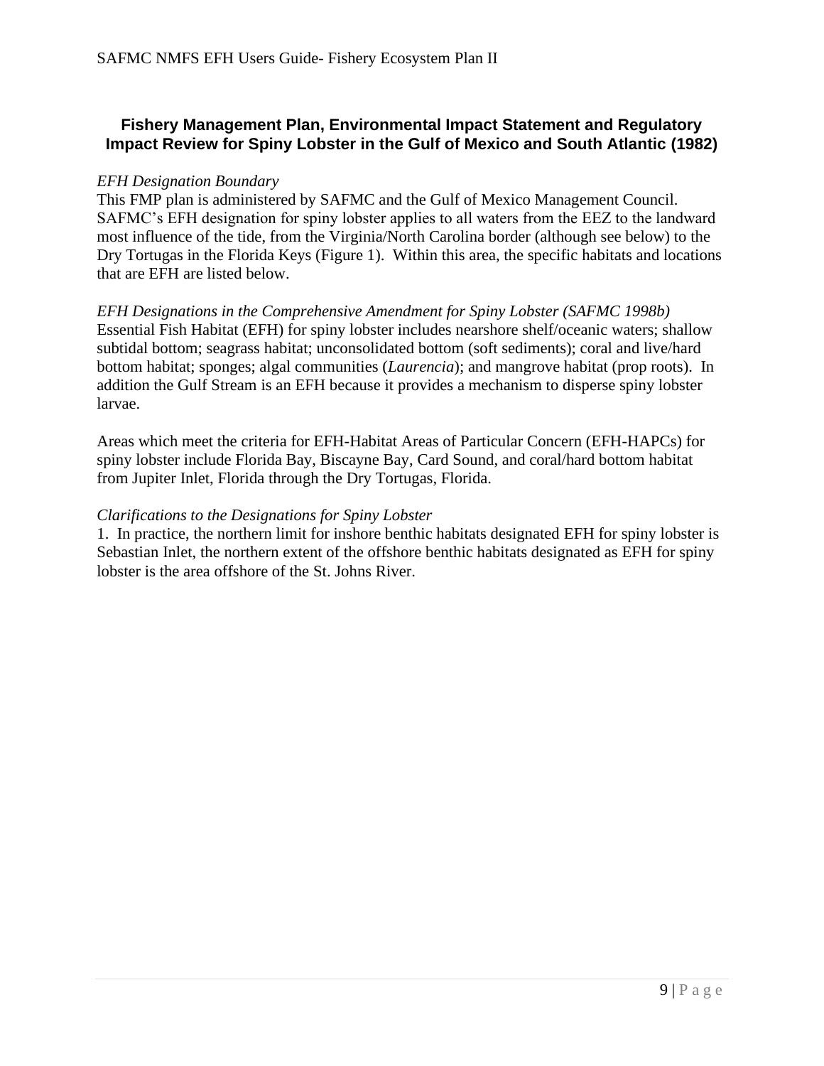## Fishery Management Plan, Environmental Impact Statement and Regulatory Impact Review for Spiny Lobster in the Gulf of Mexico and South Atlantic (1982)

*EFH Designation Boundary*

This FMP plan is administered by SAFMC and the Gulf of Mexico Management Council. SAFMC's EFH designation for spiny lobster applies to all waters from the EEZ to the landward most influence of the tide, from the Virginia/North Carolina border (although see below) to the Dry Tortugas in the Florida Keys (Figure 1). Within this area, the specific habitats and locations that are EFH are listed below.

*EFH Designations in the Comprehensive Amendment for Spiny Lobster (SAFMC 1998b)*

Essential Fish Habitat (EFH) for spiny lobster includes nearshore shelf/oceanic waters; shallow subtidal bottom; seagrass habitat; unconsolidated bottom (soft sediments); coral and live/hard bottom habitat; sponges; algal communities (*Laurencia*); and mangrove habitat (prop roots). In addition the Gulf Stream is an EFH because it provides a mechanism to disperse spiny lobster larvae.

Areas which meet the criteria for EFH-Habitat Areas of Particular Concern (EFH-HAPCs) for spiny lobster include Florida Bay, Biscayne Bay, Card Sound, and coral/hard bottom habitat from Jupiter Inlet, Florida through the Dry Tortugas, Florida.

*Clarifications to the Designations for Spiny Lobster*

1. In practice, the northern limit for inshore benthic habitats designated EFH for spiny lobster is Sebastian Inlet, the northern extent of the offshore benthic habitats designated as EFH for spiny lobster is the area offshore of the St. Johns River.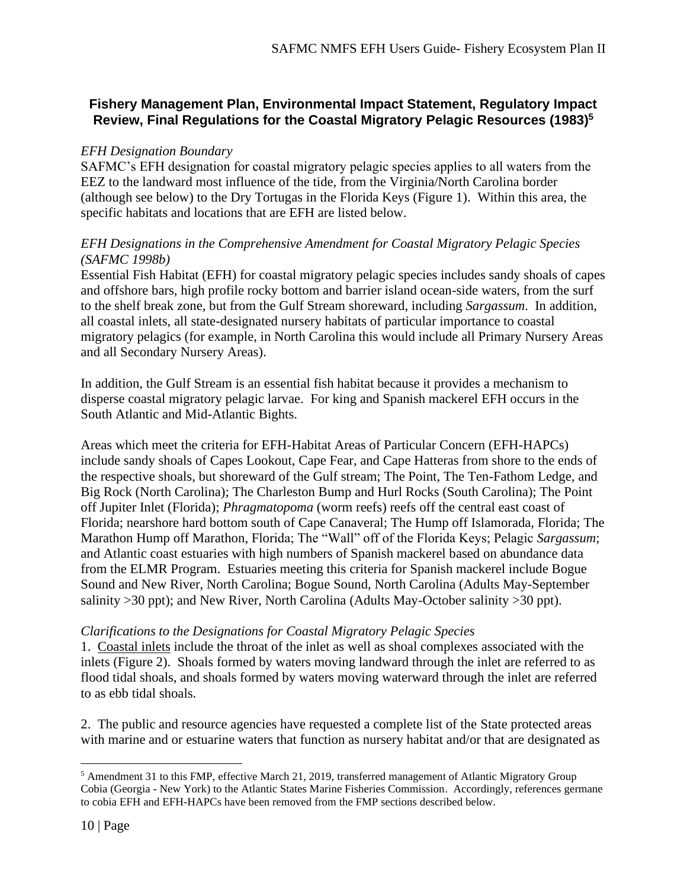## Fishery Management Plan, Environmental Impact Statement, Regulatory Impact Review, Final Regulations for the Coastal Migratory Pelagic Resources (1983)[5]

*EFH Designation Boundary*

SAFMC's EFH designation for coastal migratory pelagic species applies to all waters from the EEZ to the landward most influence of the tide, from the Virginia/North Carolina border (although see below) to the Dry Tortugas in the Florida Keys (Figure 1). Within this area, the specific habitats and locations that are EFH are listed below.

*EFH Designations in the Comprehensive Amendment for Coastal Migratory Pelagic Species (SAFMC 1998b)*

Essential Fish Habitat (EFH) for coastal migratory pelagic species includes sandy shoals of capes and offshore bars, high profile rocky bottom and barrier island ocean-side waters, from the surf to the shelf break zone, but from the Gulf Stream shoreward, including *Sargassum*. In addition, all coastal inlets, all state-designated nursery habitats of particular importance to coastal migratory pelagics (for example, in North Carolina this would include all Primary Nursery Areas and all Secondary Nursery Areas).

In addition, the Gulf Stream is an essential fish habitat because it provides a mechanism to disperse coastal migratory pelagic larvae. For king and Spanish mackerel EFH occurs in the South Atlantic and Mid-Atlantic Bights.

Areas which meet the criteria for EFH-Habitat Areas of Particular Concern (EFH-HAPCs) include sandy shoals of Capes Lookout, Cape Fear, and Cape Hatteras from shore to the ends of the respective shoals, but shoreward of the Gulf stream; The Point, The Ten-Fathom Ledge, and Big Rock (North Carolina); The Charleston Bump and Hurl Rocks (South Carolina); The Point off Jupiter Inlet (Florida); *Phragmatopoma* (worm reefs) reefs off the central east coast of Florida; nearshore hard bottom south of Cape Canaveral; The Hump off Islamorada, Florida; The Marathon Hump off Marathon, Florida; The "Wall" off of the Florida Keys; Pelagic *Sargassum*; and Atlantic coast estuaries with high numbers of Spanish mackerel based on abundance data from the ELMR Program. Estuaries meeting this criteria for Spanish mackerel include Bogue Sound and New River, North Carolina; Bogue Sound, North Carolina (Adults May-September salinity >30 ppt); and New River, North Carolina (Adults May-October salinity >30 ppt).

*Clarifications to the Designations for Coastal Migratory Pelagic Species*

1. Coastal inlets include the throat of the inlet as well as shoal complexes associated with the inlets (Figure 2). Shoals formed by waters moving landward through the inlet are referred to as flood tidal shoals, and shoals formed by waters moving waterward through the inlet are referred to as ebb tidal shoals.

2. The public and resource agencies have requested a complete list of the State protected areas with marine and or estuarine waters that function as nursery habitat and/or that are designated as

[5] Amendment 31 to this FMP, effective March 21, 2019, transferred management of Atlantic Migratory Group Cobia (Georgia - New York) to the Atlantic States Marine Fisheries Commission. Accordingly, references germane to cobia EFH and EFH-HAPCs have been removed from the FMP sections described below.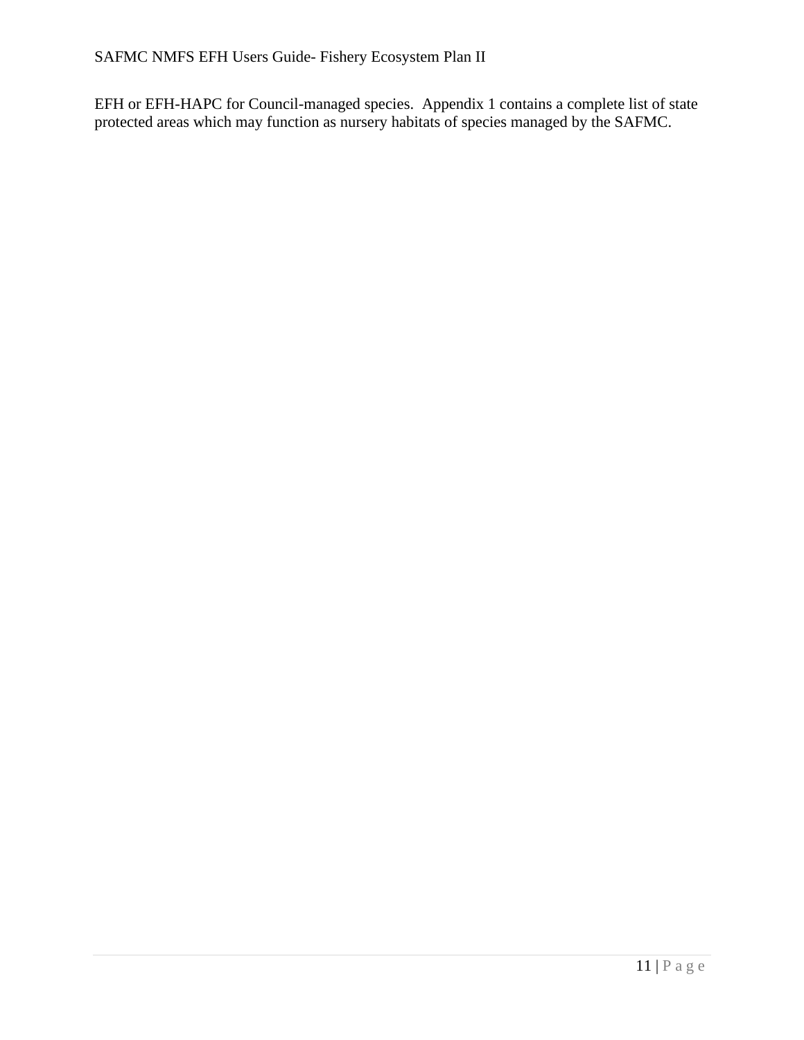EFH or EFH-HAPC for Council-managed species. Appendix 1 contains a complete list of state protected areas which may function as nursery habitats of species managed by the SAFMC.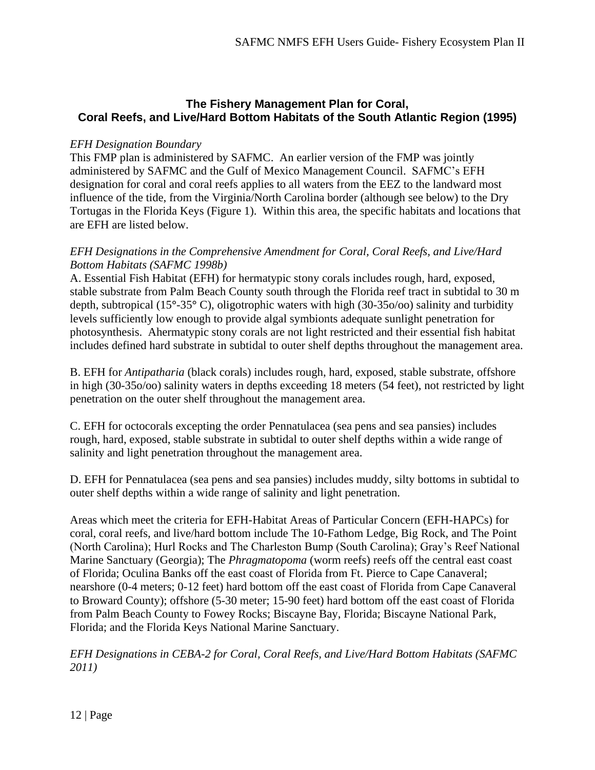## The Fishery Management Plan for Coral, Coral Reefs, and Live/Hard Bottom Habitats of the South Atlantic Region (1995)

*EFH Designation Boundary*
This FMP plan is administered by SAFMC. An earlier version of the FMP was jointly administered by SAFMC and the Gulf of Mexico Management Council. SAFMC's EFH designation for coral and coral reefs applies to all waters from the EEZ to the landward most influence of the tide, from the Virginia/North Carolina border (although see below) to the Dry Tortugas in the Florida Keys (Figure 1). Within this area, the specific habitats and locations that are EFH are listed below.

*EFH Designations in the Comprehensive Amendment for Coral, Coral Reefs, and Live/Hard Bottom Habitats (SAFMC 1998b)*
A. Essential Fish Habitat (EFH) for hermatypic stony corals includes rough, hard, exposed, stable substrate from Palm Beach County south through the Florida reef tract in subtidal to 30 m depth, subtropical (15°-35° C), oligotrophic waters with high (30-35o/oo) salinity and turbidity levels sufficiently low enough to provide algal symbionts adequate sunlight penetration for photosynthesis. Ahermatypic stony corals are not light restricted and their essential fish habitat includes defined hard substrate in subtidal to outer shelf depths throughout the management area.

B. EFH for *Antipatharia* (black corals) includes rough, hard, exposed, stable substrate, offshore in high (30-35o/oo) salinity waters in depths exceeding 18 meters (54 feet), not restricted by light penetration on the outer shelf throughout the management area.

C. EFH for octocorals excepting the order Pennatulacea (sea pens and sea pansies) includes rough, hard, exposed, stable substrate in subtidal to outer shelf depths within a wide range of salinity and light penetration throughout the management area.

D. EFH for Pennatulacea (sea pens and sea pansies) includes muddy, silty bottoms in subtidal to outer shelf depths within a wide range of salinity and light penetration.

Areas which meet the criteria for EFH-Habitat Areas of Particular Concern (EFH-HAPCs) for coral, coral reefs, and live/hard bottom include The 10-Fathom Ledge, Big Rock, and The Point (North Carolina); Hurl Rocks and The Charleston Bump (South Carolina); Gray's Reef National Marine Sanctuary (Georgia); The *Phragmatopoma* (worm reefs) reefs off the central east coast of Florida; Oculina Banks off the east coast of Florida from Ft. Pierce to Cape Canaveral; nearshore (0-4 meters; 0-12 feet) hard bottom off the east coast of Florida from Cape Canaveral to Broward County); offshore (5-30 meter; 15-90 feet) hard bottom off the east coast of Florida from Palm Beach County to Fowey Rocks; Biscayne Bay, Florida; Biscayne National Park, Florida; and the Florida Keys National Marine Sanctuary.

*EFH Designations in CEBA-2 for Coral, Coral Reefs, and Live/Hard Bottom Habitats (SAFMC 2011)*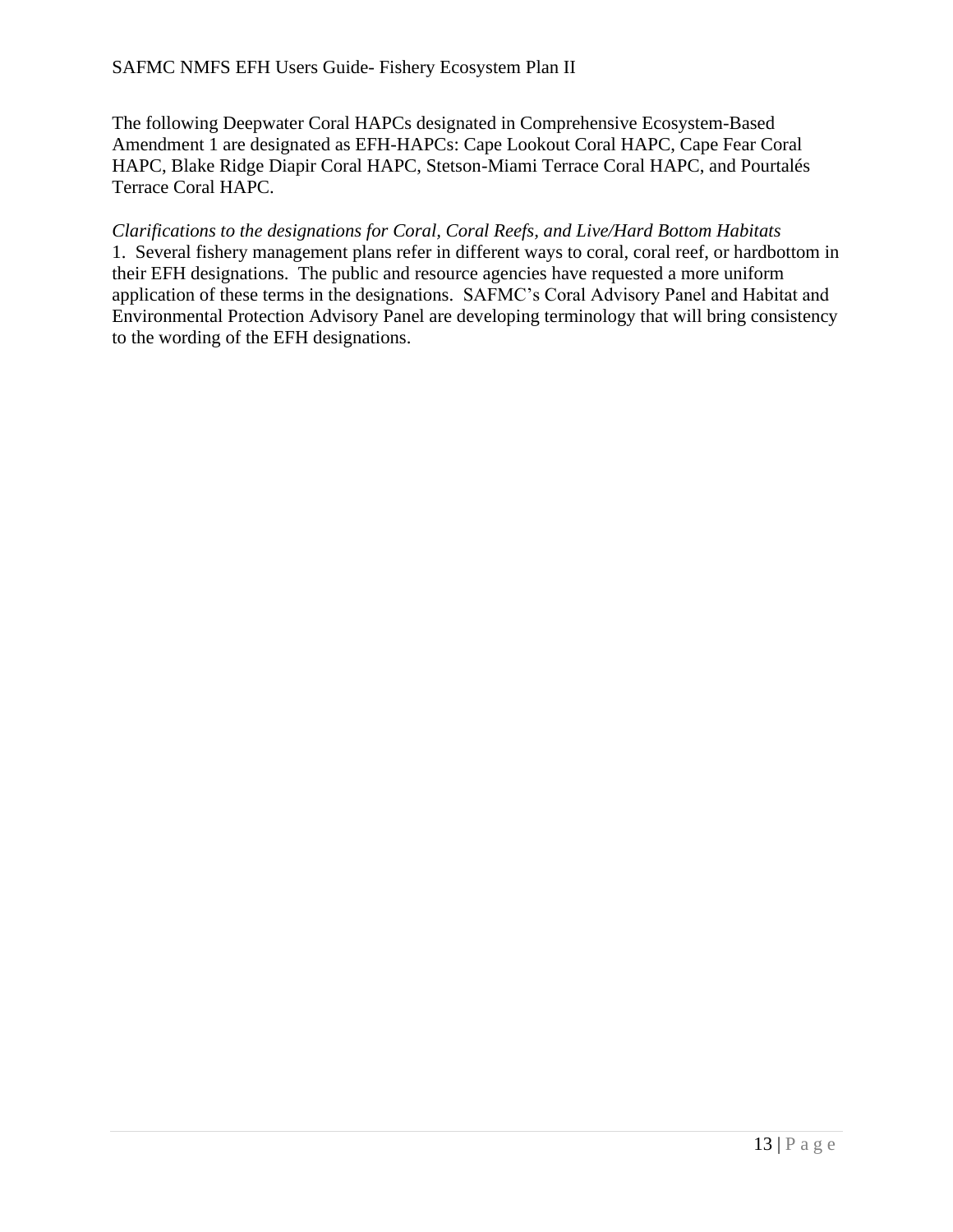The following Deepwater Coral HAPCs designated in Comprehensive Ecosystem-Based Amendment 1 are designated as EFH-HAPCs: Cape Lookout Coral HAPC, Cape Fear Coral HAPC, Blake Ridge Diapir Coral HAPC, Stetson-Miami Terrace Coral HAPC, and Pourtalés Terrace Coral HAPC.

*Clarifications to the designations for Coral, Coral Reefs, and Live/Hard Bottom Habitats*

1. Several fishery management plans refer in different ways to coral, coral reef, or hardbottom in their EFH designations. The public and resource agencies have requested a more uniform application of these terms in the designations. SAFMC's Coral Advisory Panel and Habitat and Environmental Protection Advisory Panel are developing terminology that will bring consistency to the wording of the EFH designations.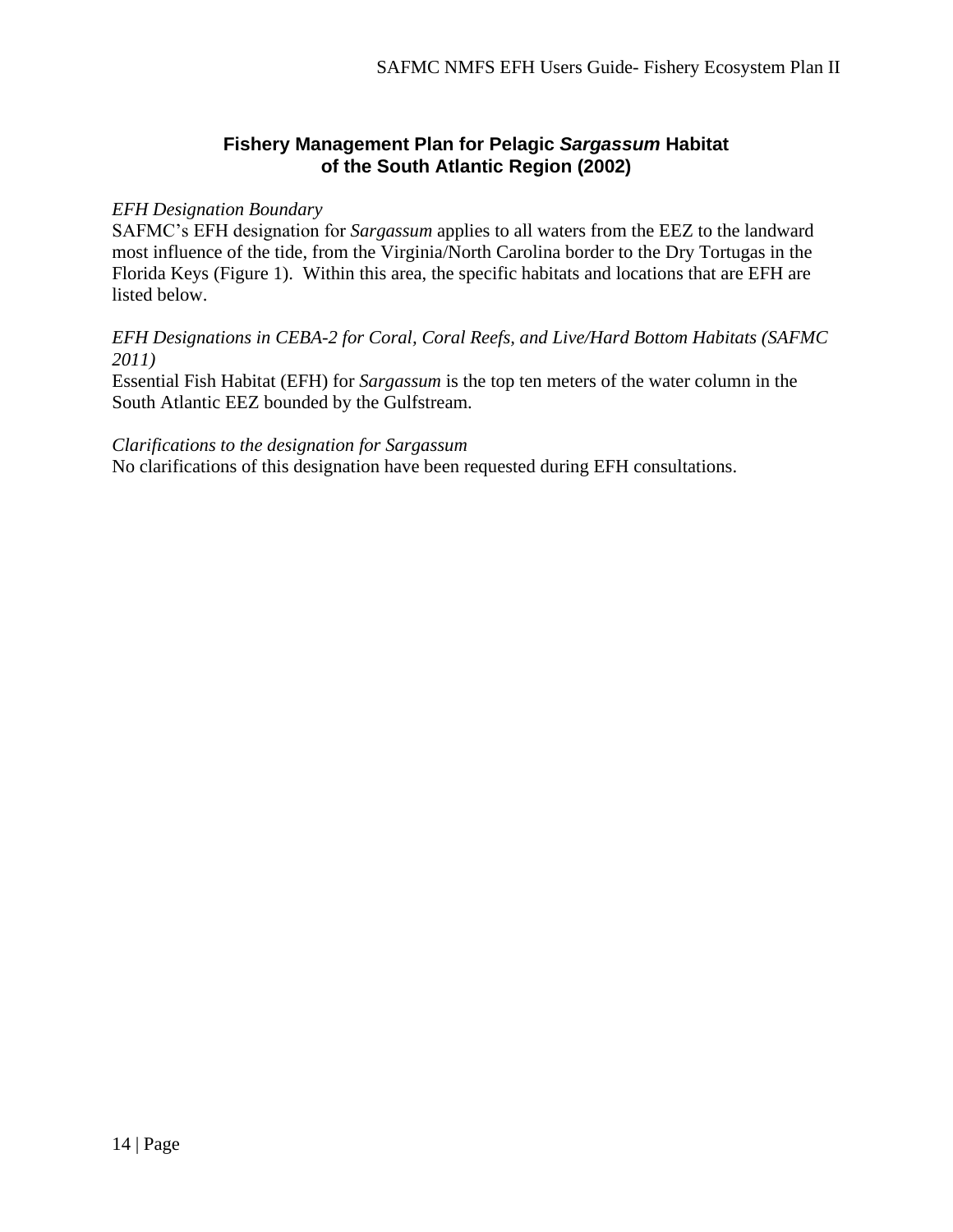## Fishery Management Plan for Pelagic *Sargassum* Habitat of the South Atlantic Region (2002)

*EFH Designation Boundary*

SAFMC's EFH designation for *Sargassum* applies to all waters from the EEZ to the landward most influence of the tide, from the Virginia/North Carolina border to the Dry Tortugas in the Florida Keys (Figure 1). Within this area, the specific habitats and locations that are EFH are listed below.

*EFH Designations in CEBA-2 for Coral, Coral Reefs, and Live/Hard Bottom Habitats (SAFMC 2011)*

Essential Fish Habitat (EFH) for *Sargassum* is the top ten meters of the water column in the South Atlantic EEZ bounded by the Gulfstream.

*Clarifications to the designation for Sargassum*

No clarifications of this designation have been requested during EFH consultations.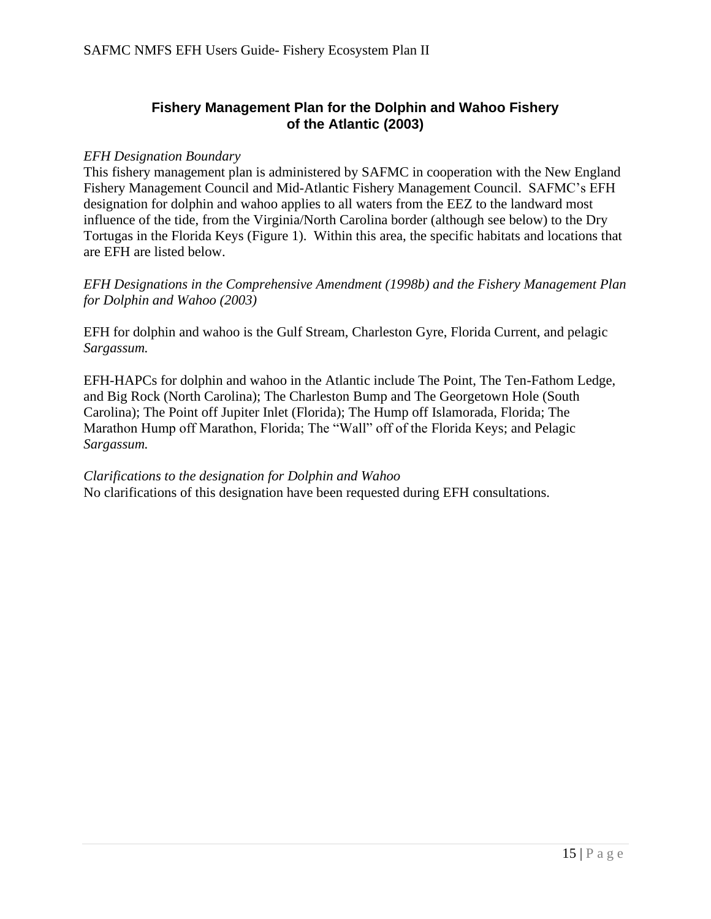## Fishery Management Plan for the Dolphin and Wahoo Fishery of the Atlantic (2003)

*EFH Designation Boundary*

This fishery management plan is administered by SAFMC in cooperation with the New England Fishery Management Council and Mid-Atlantic Fishery Management Council. SAFMC's EFH designation for dolphin and wahoo applies to all waters from the EEZ to the landward most influence of the tide, from the Virginia/North Carolina border (although see below) to the Dry Tortugas in the Florida Keys (Figure 1). Within this area, the specific habitats and locations that are EFH are listed below.

*EFH Designations in the Comprehensive Amendment (1998b) and the Fishery Management Plan for Dolphin and Wahoo (2003)*

EFH for dolphin and wahoo is the Gulf Stream, Charleston Gyre, Florida Current, and pelagic *Sargassum.*

EFH-HAPCs for dolphin and wahoo in the Atlantic include The Point, The Ten-Fathom Ledge, and Big Rock (North Carolina); The Charleston Bump and The Georgetown Hole (South Carolina); The Point off Jupiter Inlet (Florida); The Hump off Islamorada, Florida; The Marathon Hump off Marathon, Florida; The "Wall" off of the Florida Keys; and Pelagic *Sargassum.*

*Clarifications to the designation for Dolphin and Wahoo*

No clarifications of this designation have been requested during EFH consultations.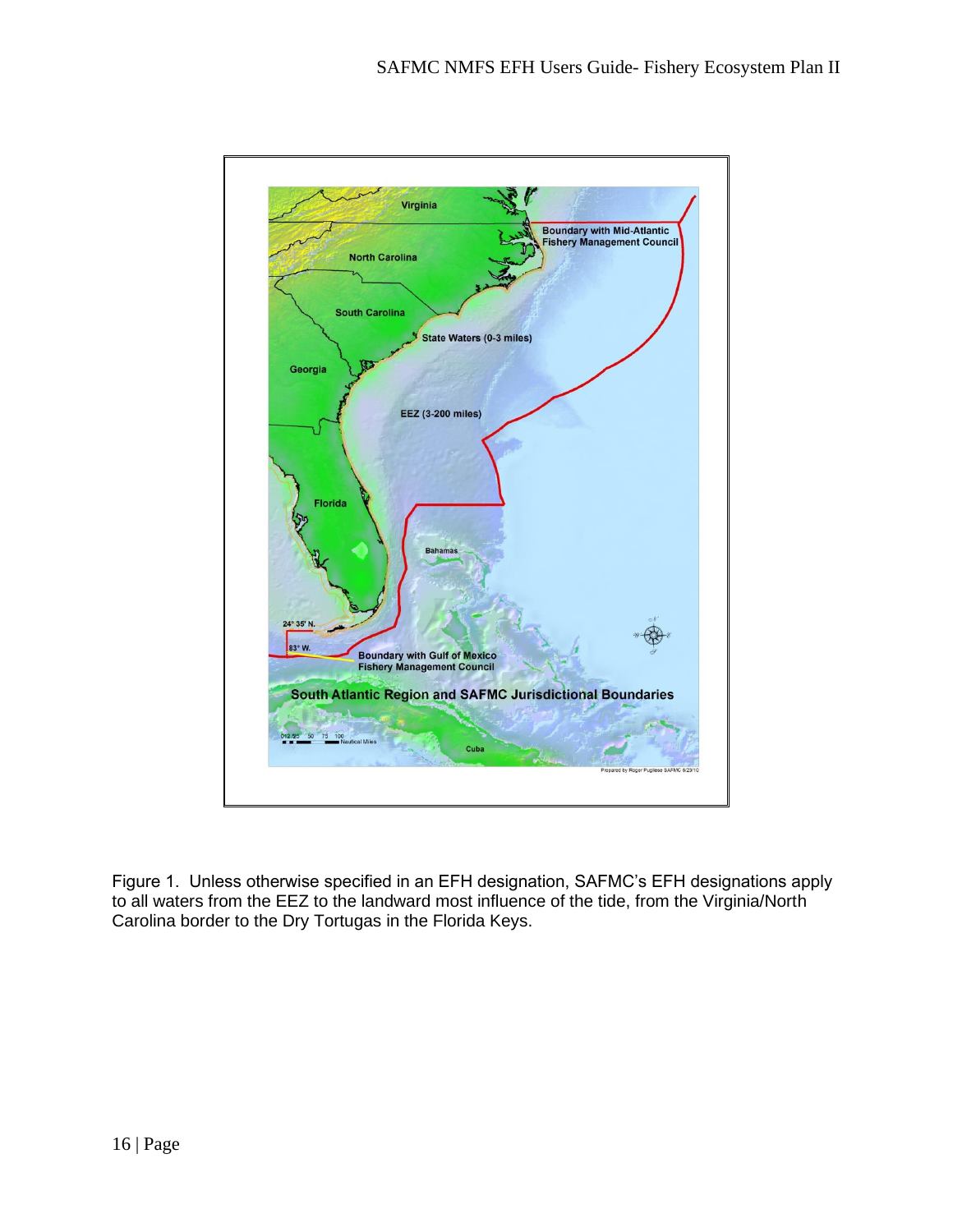Figure 1. Unless otherwise specified in an EFH designation, SAFMC's EFH designations apply to all waters from the EEZ to the landward most influence of the tide, from the Virginia/North Carolina border to the Dry Tortugas in the Florida Keys.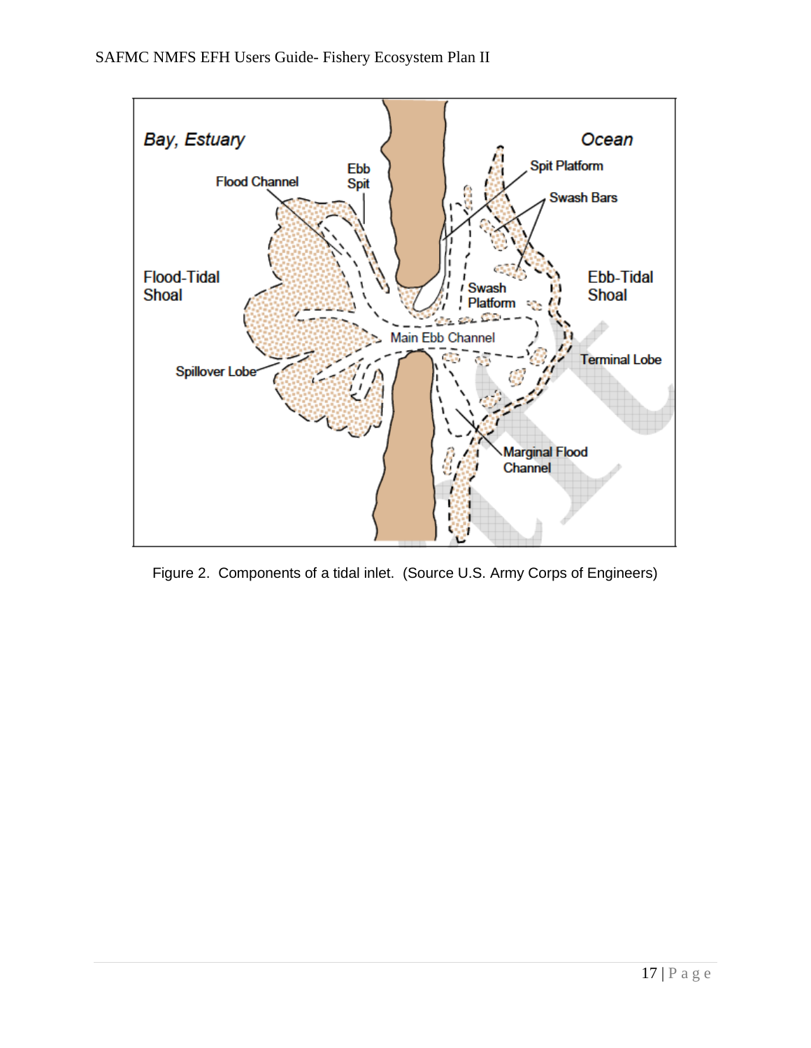Figure 2. Components of a tidal inlet. (Source U.S. Army Corps of Engineers)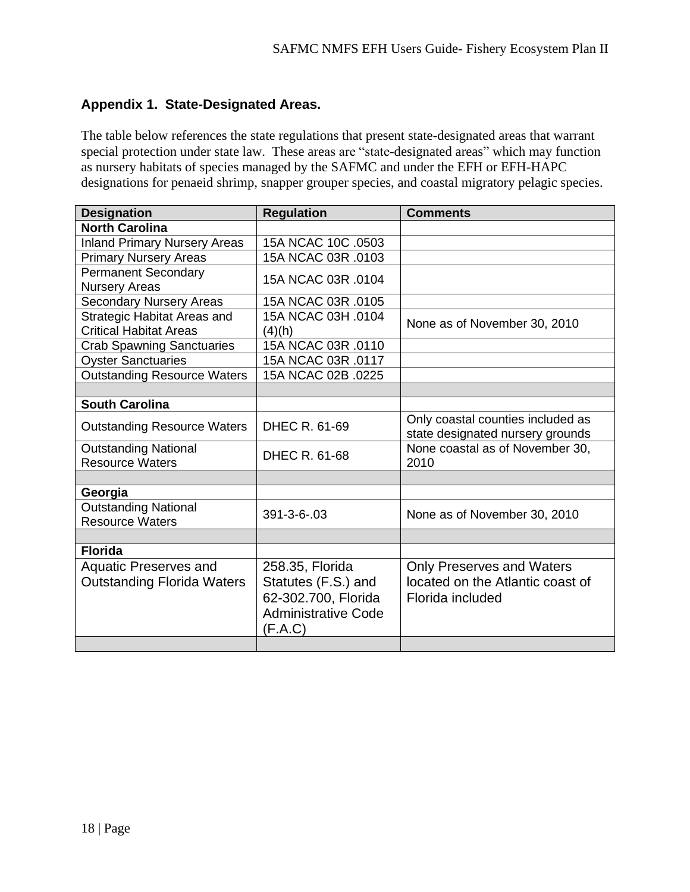## Appendix 1. State-Designated Areas.

The table below references the state regulations that present state-designated areas that warrant special protection under state law. These areas are "state-designated areas" which may function as nursery habitats of species managed by the SAFMC and under the EFH or EFH-HAPC designations for penaeid shrimp, snapper grouper species, and coastal migratory pelagic species.

| Designation | Regulation | Comments |
|---|---|---|
| **North Carolina** | | |
| Inland Primary Nursery Areas | 15A NCAC 10C .0503 | |
| Primary Nursery Areas | 15A NCAC 03R .0103 | |
| Permanent Secondary Nursery Areas | 15A NCAC 03R .0104 | |
| Secondary Nursery Areas | 15A NCAC 03R .0105 | |
| Strategic Habitat Areas and Critical Habitat Areas | 15A NCAC 03H .0104 (4)(h) | None as of November 30, 2010 |
| Crab Spawning Sanctuaries | 15A NCAC 03R .0110 | |
| Oyster Sanctuaries | 15A NCAC 03R .0117 | |
| Outstanding Resource Waters | 15A NCAC 02B .0225 | |
| | | |
| **South Carolina** | | |
| Outstanding Resource Waters | DHEC R. 61-69 | Only coastal counties included as state designated nursery grounds |
| Outstanding National Resource Waters | DHEC R. 61-68 | None coastal as of November 30, 2010 |
| | | |
| **Georgia** | | |
| Outstanding National Resource Waters | 391-3-6-.03 | None as of November 30, 2010 |
| | | |
| **Florida** | | |
| Aquatic Preserves and Outstanding Florida Waters | 258.35, Florida Statutes (F.S.) and 62-302.700, Florida Administrative Code (F.A.C) | Only Preserves and Waters located on the Atlantic coast of Florida included |
| | | |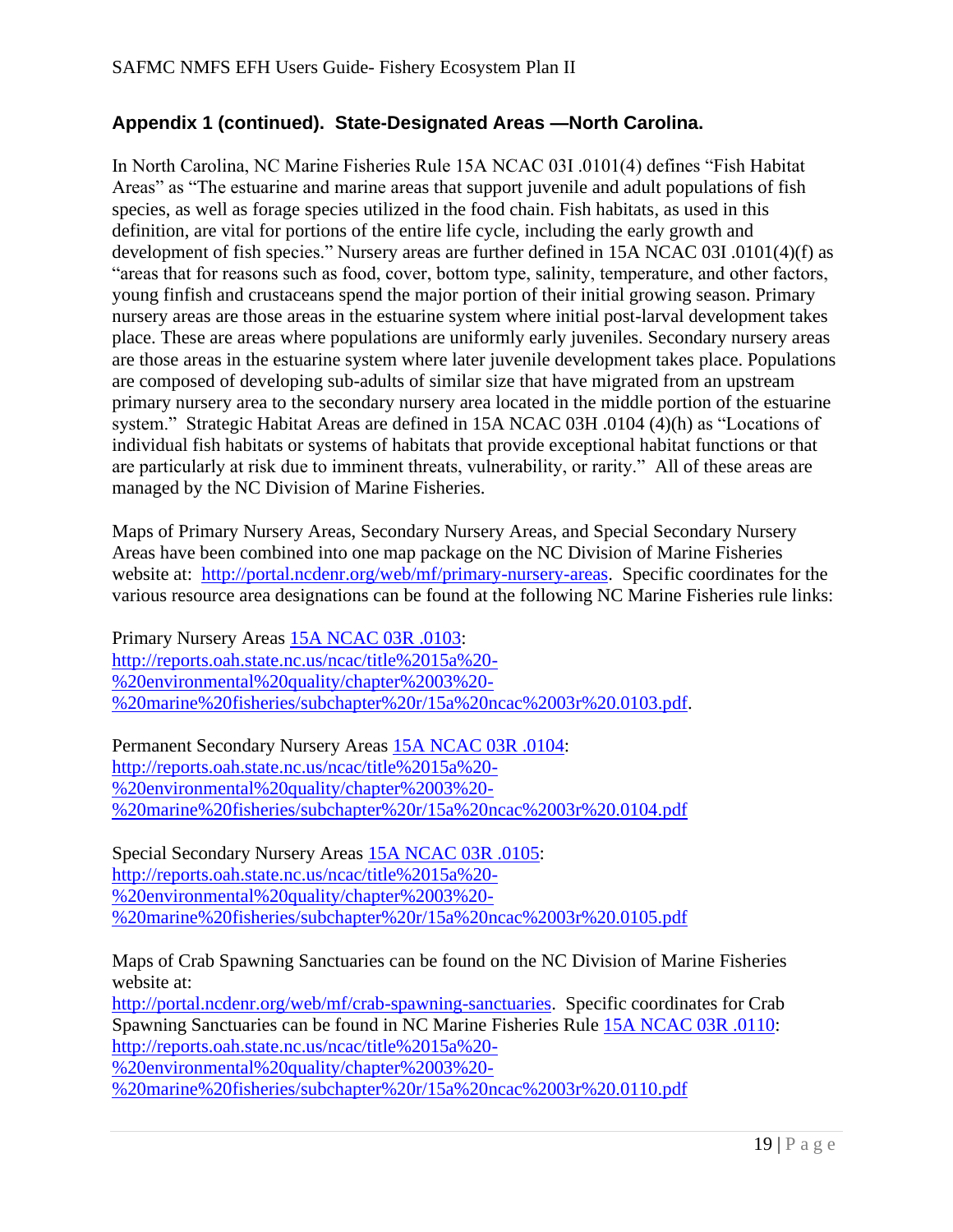## Appendix 1 (continued). State-Designated Areas —North Carolina.

In North Carolina, NC Marine Fisheries Rule 15A NCAC 03I .0101(4) defines "Fish Habitat Areas" as "The estuarine and marine areas that support juvenile and adult populations of fish species, as well as forage species utilized in the food chain. Fish habitats, as used in this definition, are vital for portions of the entire life cycle, including the early growth and development of fish species." Nursery areas are further defined in 15A NCAC 03I .0101(4)(f) as "areas that for reasons such as food, cover, bottom type, salinity, temperature, and other factors, young finfish and crustaceans spend the major portion of their initial growing season. Primary nursery areas are those areas in the estuarine system where initial post-larval development takes place. These are areas where populations are uniformly early juveniles. Secondary nursery areas are those areas in the estuarine system where later juvenile development takes place. Populations are composed of developing sub-adults of similar size that have migrated from an upstream primary nursery area to the secondary nursery area located in the middle portion of the estuarine system." Strategic Habitat Areas are defined in 15A NCAC 03H .0104 (4)(h) as "Locations of individual fish habitats or systems of habitats that provide exceptional habitat functions or that are particularly at risk due to imminent threats, vulnerability, or rarity." All of these areas are managed by the NC Division of Marine Fisheries.

Maps of Primary Nursery Areas, Secondary Nursery Areas, and Special Secondary Nursery Areas have been combined into one map package on the NC Division of Marine Fisheries website at: http://portal.ncdenr.org/web/mf/primary-nursery-areas. Specific coordinates for the various resource area designations can be found at the following NC Marine Fisheries rule links:

Primary Nursery Areas 15A NCAC 03R .0103: http://reports.oah.state.nc.us/ncac/title%2015a%20-%20environmental%20quality/chapter%2003%20-%20marine%20fisheries/subchapter%20r/15a%20ncac%2003r%20.0103.pdf.

Permanent Secondary Nursery Areas 15A NCAC 03R .0104: http://reports.oah.state.nc.us/ncac/title%2015a%20-%20environmental%20quality/chapter%2003%20-%20marine%20fisheries/subchapter%20r/15a%20ncac%2003r%20.0104.pdf

Special Secondary Nursery Areas 15A NCAC 03R .0105: http://reports.oah.state.nc.us/ncac/title%2015a%20-%20environmental%20quality/chapter%2003%20-%20marine%20fisheries/subchapter%20r/15a%20ncac%2003r%20.0105.pdf

Maps of Crab Spawning Sanctuaries can be found on the NC Division of Marine Fisheries website at:
http://portal.ncdenr.org/web/mf/crab-spawning-sanctuaries. Specific coordinates for Crab Spawning Sanctuaries can be found in NC Marine Fisheries Rule 15A NCAC 03R .0110: http://reports.oah.state.nc.us/ncac/title%2015a%20-%20environmental%20quality/chapter%2003%20-%20marine%20fisheries/subchapter%20r/15a%20ncac%2003r%20.0110.pdf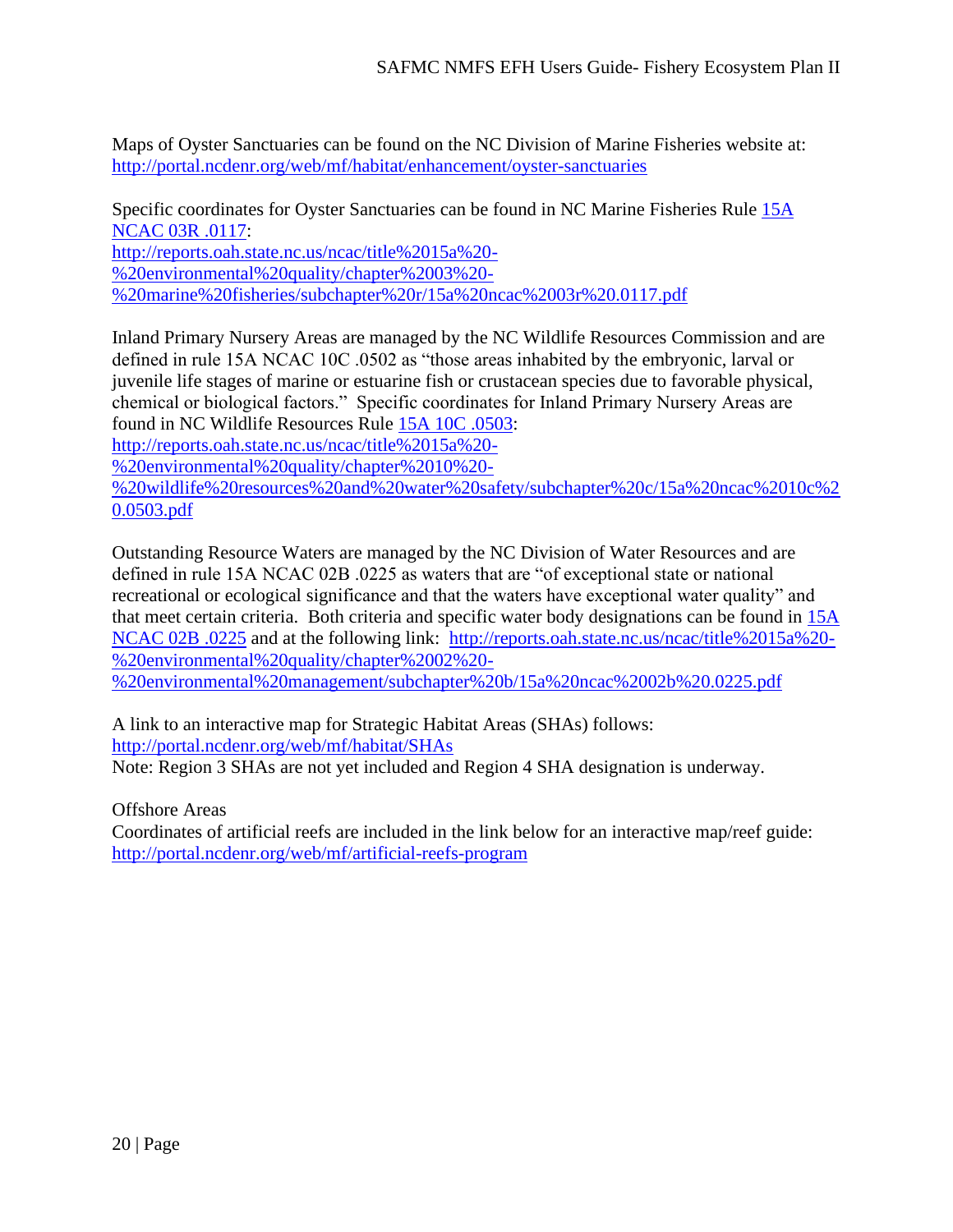Maps of Oyster Sanctuaries can be found on the NC Division of Marine Fisheries website at: http://portal.ncdenr.org/web/mf/habitat/enhancement/oyster-sanctuaries

Specific coordinates for Oyster Sanctuaries can be found in NC Marine Fisheries Rule 15A NCAC 03R .0117:
http://reports.oah.state.nc.us/ncac/title%2015a%20-%20environmental%20quality/chapter%2003%20-%20marine%20fisheries/subchapter%20r/15a%20ncac%2003r%20.0117.pdf

Inland Primary Nursery Areas are managed by the NC Wildlife Resources Commission and are defined in rule 15A NCAC 10C .0502 as "those areas inhabited by the embryonic, larval or juvenile life stages of marine or estuarine fish or crustacean species due to favorable physical, chemical or biological factors." Specific coordinates for Inland Primary Nursery Areas are found in NC Wildlife Resources Rule 15A 10C .0503:
http://reports.oah.state.nc.us/ncac/title%2015a%20-%20environmental%20quality/chapter%2010%20-%20wildlife%20resources%20and%20water%20safety/subchapter%20c/15a%20ncac%2010c%20.0503.pdf

Outstanding Resource Waters are managed by the NC Division of Water Resources and are defined in rule 15A NCAC 02B .0225 as waters that are "of exceptional state or national recreational or ecological significance and that the waters have exceptional water quality" and that meet certain criteria. Both criteria and specific water body designations can be found in 15A NCAC 02B .0225 and at the following link: http://reports.oah.state.nc.us/ncac/title%2015a%20-%20environmental%20quality/chapter%2002%20-%20environmental%20management/subchapter%20b/15a%20ncac%2002b%20.0225.pdf

A link to an interactive map for Strategic Habitat Areas (SHAs) follows:
http://portal.ncdenr.org/web/mf/habitat/SHAs
Note: Region 3 SHAs are not yet included and Region 4 SHA designation is underway.

Offshore Areas
Coordinates of artificial reefs are included in the link below for an interactive map/reef guide:
http://portal.ncdenr.org/web/mf/artificial-reefs-program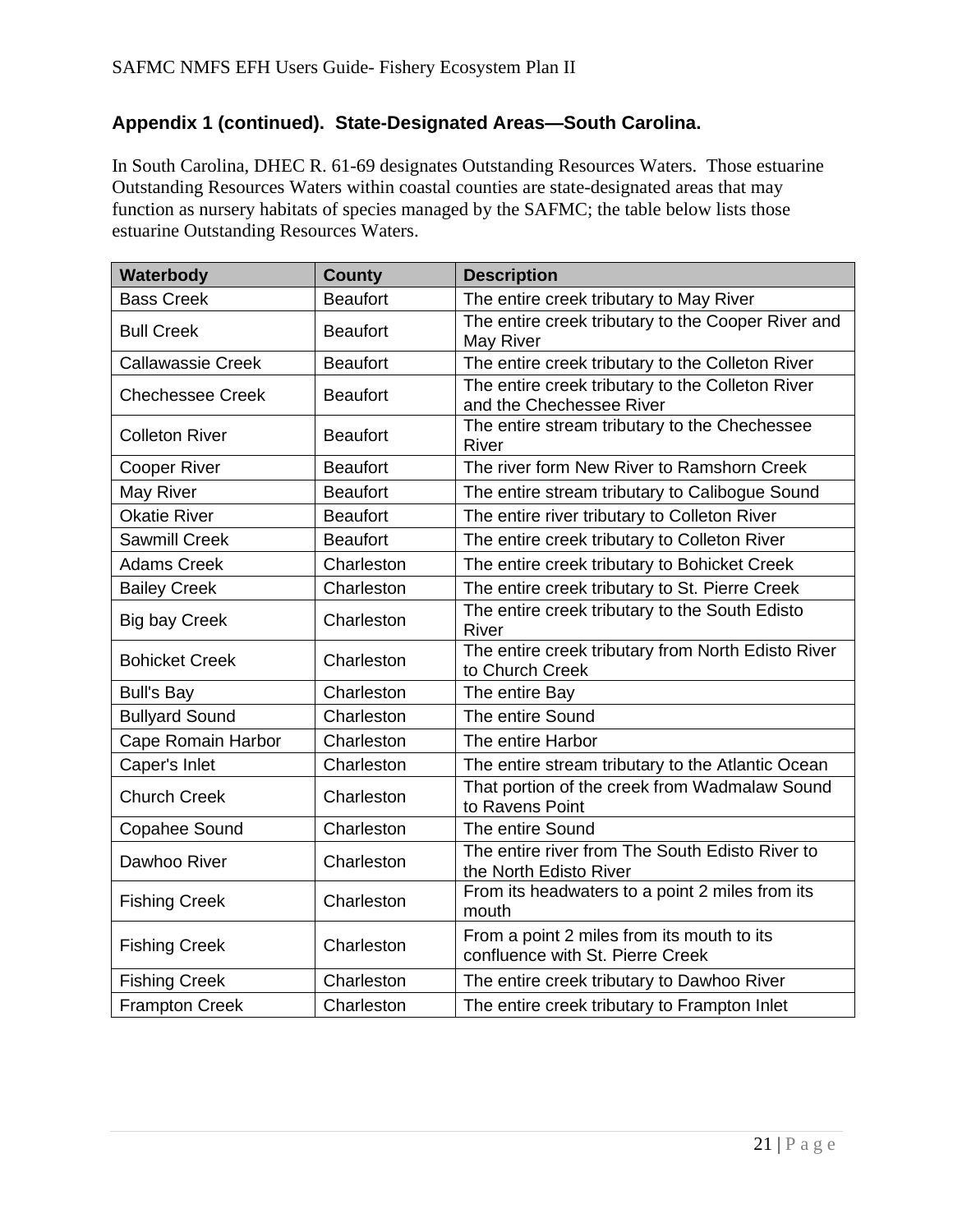**Appendix 1 (continued). State-Designated Areas—South Carolina.**

In South Carolina, DHEC R. 61-69 designates Outstanding Resources Waters. Those estuarine Outstanding Resources Waters within coastal counties are state-designated areas that may function as nursery habitats of species managed by the SAFMC; the table below lists those estuarine Outstanding Resources Waters.

| Waterbody | County | Description |
|---|---|---|
| Bass Creek | Beaufort | The entire creek tributary to May River |
| Bull Creek | Beaufort | The entire creek tributary to the Cooper River and May River |
| Callawassie Creek | Beaufort | The entire creek tributary to the Colleton River |
| Chechessee Creek | Beaufort | The entire creek tributary to the Colleton River and the Chechessee River |
| Colleton River | Beaufort | The entire stream tributary to the Chechessee River |
| Cooper River | Beaufort | The river form New River to Ramshorn Creek |
| May River | Beaufort | The entire stream tributary to Calibogue Sound |
| Okatie River | Beaufort | The entire river tributary to Colleton River |
| Sawmill Creek | Beaufort | The entire creek tributary to Colleton River |
| Adams Creek | Charleston | The entire creek tributary to Bohicket Creek |
| Bailey Creek | Charleston | The entire creek tributary to St. Pierre Creek |
| Big bay Creek | Charleston | The entire creek tributary to the South Edisto River |
| Bohicket Creek | Charleston | The entire creek tributary from North Edisto River to Church Creek |
| Bull's Bay | Charleston | The entire Bay |
| Bullyard Sound | Charleston | The entire Sound |
| Cape Romain Harbor | Charleston | The entire Harbor |
| Caper's Inlet | Charleston | The entire stream tributary to the Atlantic Ocean |
| Church Creek | Charleston | That portion of the creek from Wadmalaw Sound to Ravens Point |
| Copahee Sound | Charleston | The entire Sound |
| Dawhoo River | Charleston | The entire river from The South Edisto River to the North Edisto River |
| Fishing Creek | Charleston | From its headwaters to a point 2 miles from its mouth |
| Fishing Creek | Charleston | From a point 2 miles from its mouth to its confluence with St. Pierre Creek |
| Fishing Creek | Charleston | The entire creek tributary to Dawhoo River |
| Frampton Creek | Charleston | The entire creek tributary to Frampton Inlet |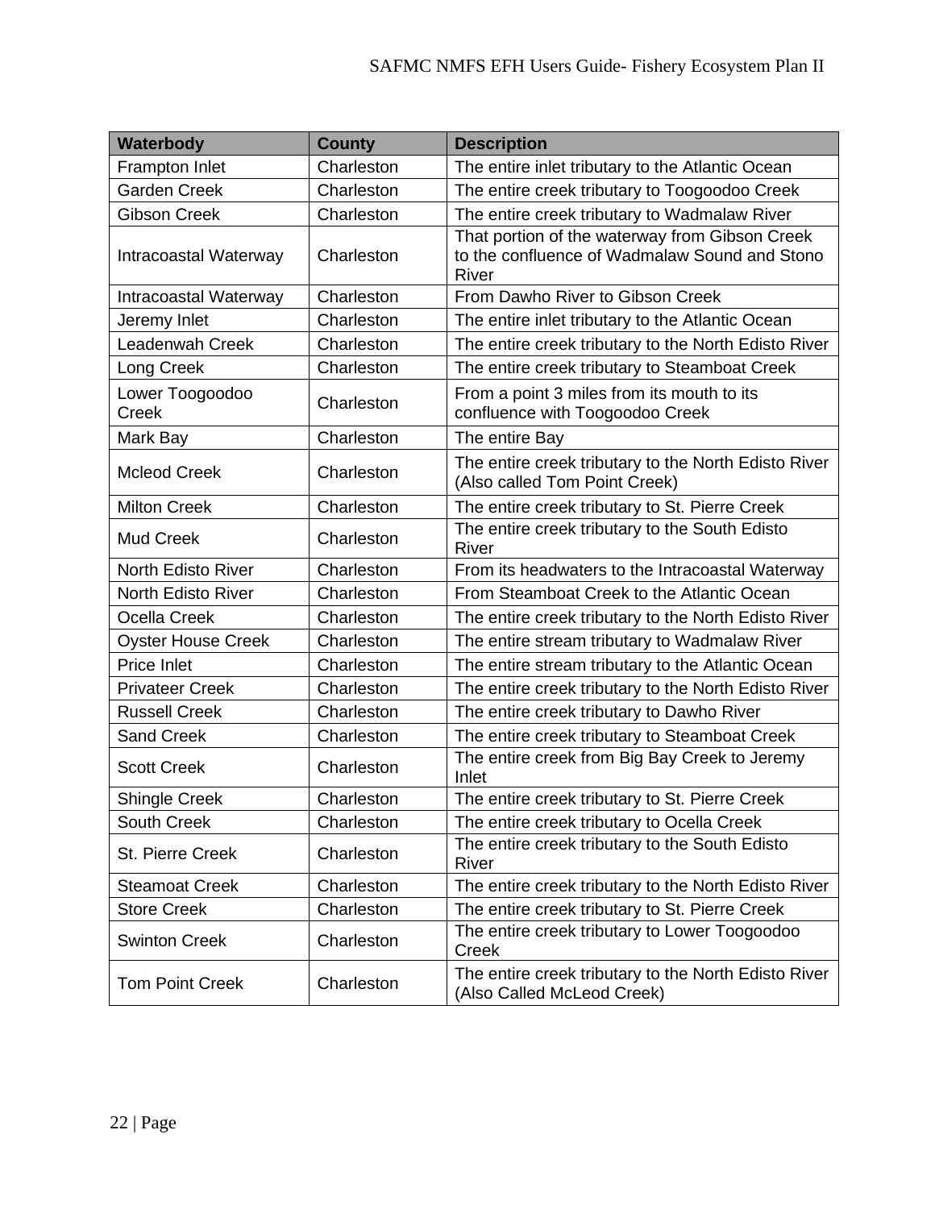| Waterbody | County | Description |
|---|---|---|
| Frampton Inlet | Charleston | The entire inlet tributary to the Atlantic Ocean |
| Garden Creek | Charleston | The entire creek tributary to Toogoodoo Creek |
| Gibson Creek | Charleston | The entire creek tributary to Wadmalaw River |
| Intracoastal Waterway | Charleston | That portion of the waterway from Gibson Creek to the confluence of Wadmalaw Sound and Stono River |
| Intracoastal Waterway | Charleston | From Dawho River to Gibson Creek |
| Jeremy Inlet | Charleston | The entire inlet tributary to the Atlantic Ocean |
| Leadenwah Creek | Charleston | The entire creek tributary to the North Edisto River |
| Long Creek | Charleston | The entire creek tributary to Steamboat Creek |
| Lower Toogoodoo Creek | Charleston | From a point 3 miles from its mouth to its confluence with Toogoodoo Creek |
| Mark Bay | Charleston | The entire Bay |
| Mcleod Creek | Charleston | The entire creek tributary to the North Edisto River (Also called Tom Point Creek) |
| Milton Creek | Charleston | The entire creek tributary to St. Pierre Creek |
| Mud Creek | Charleston | The entire creek tributary to the South Edisto River |
| North Edisto River | Charleston | From its headwaters to the Intracoastal Waterway |
| North Edisto River | Charleston | From Steamboat Creek to the Atlantic Ocean |
| Ocella Creek | Charleston | The entire creek tributary to the North Edisto River |
| Oyster House Creek | Charleston | The entire stream tributary to Wadmalaw River |
| Price Inlet | Charleston | The entire stream tributary to the Atlantic Ocean |
| Privateer Creek | Charleston | The entire creek tributary to the North Edisto River |
| Russell Creek | Charleston | The entire creek tributary to Dawho River |
| Sand Creek | Charleston | The entire creek tributary to Steamboat Creek |
| Scott Creek | Charleston | The entire creek from Big Bay Creek to Jeremy Inlet |
| Shingle Creek | Charleston | The entire creek tributary to St. Pierre Creek |
| South Creek | Charleston | The entire creek tributary to Ocella Creek |
| St. Pierre Creek | Charleston | The entire creek tributary to the South Edisto River |
| Steamoat Creek | Charleston | The entire creek tributary to the North Edisto River |
| Store Creek | Charleston | The entire creek tributary to St. Pierre Creek |
| Swinton Creek | Charleston | The entire creek tributary to Lower Toogoodoo Creek |
| Tom Point Creek | Charleston | The entire creek tributary to the North Edisto River (Also Called McLeod Creek) |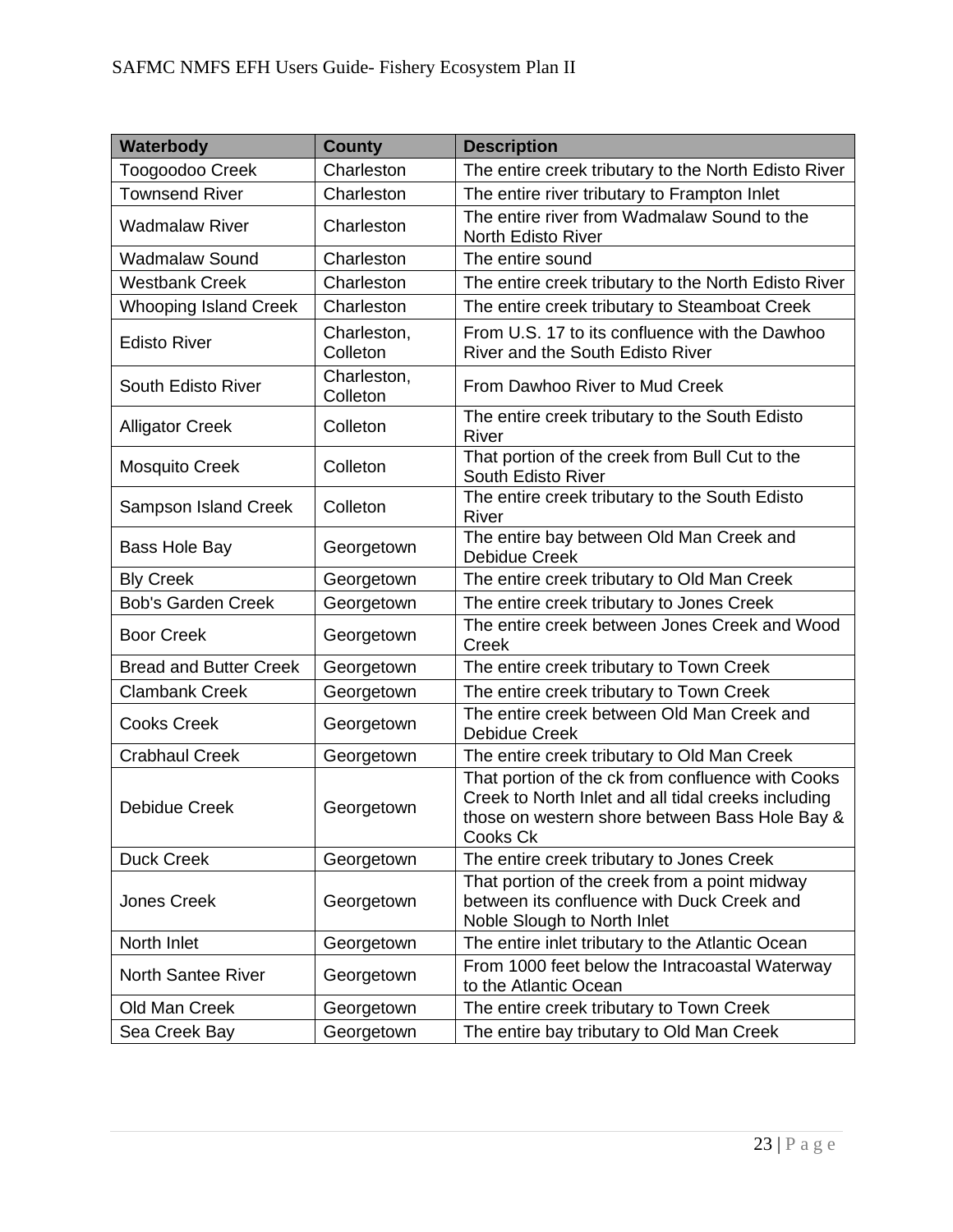| Waterbody | County | Description |
| --- | --- | --- |
| Toogoodoo Creek | Charleston | The entire creek tributary to the North Edisto River |
| Townsend River | Charleston | The entire river tributary to Frampton Inlet |
| Wadmalaw River | Charleston | The entire river from Wadmalaw Sound to the North Edisto River |
| Wadmalaw Sound | Charleston | The entire sound |
| Westbank Creek | Charleston | The entire creek tributary to the North Edisto River |
| Whooping Island Creek | Charleston | The entire creek tributary to Steamboat Creek |
| Edisto River | Charleston, Colleton | From U.S. 17 to its confluence with the Dawhoo River and the South Edisto River |
| South Edisto River | Charleston, Colleton | From Dawhoo River to Mud Creek |
| Alligator Creek | Colleton | The entire creek tributary to the South Edisto River |
| Mosquito Creek | Colleton | That portion of the creek from Bull Cut to the South Edisto River |
| Sampson Island Creek | Colleton | The entire creek tributary to the South Edisto River |
| Bass Hole Bay | Georgetown | The entire bay between Old Man Creek and Debidue Creek |
| Bly Creek | Georgetown | The entire creek tributary to Old Man Creek |
| Bob's Garden Creek | Georgetown | The entire creek tributary to Jones Creek |
| Boor Creek | Georgetown | The entire creek between Jones Creek and Wood Creek |
| Bread and Butter Creek | Georgetown | The entire creek tributary to Town Creek |
| Clambank Creek | Georgetown | The entire creek tributary to Town Creek |
| Cooks Creek | Georgetown | The entire creek between Old Man Creek and Debidue Creek |
| Crabhaul Creek | Georgetown | The entire creek tributary to Old Man Creek |
| Debidue Creek | Georgetown | That portion of the ck from confluence with Cooks Creek to North Inlet and all tidal creeks including those on western shore between Bass Hole Bay & Cooks Ck |
| Duck Creek | Georgetown | The entire creek tributary to Jones Creek |
| Jones Creek | Georgetown | That portion of the creek from a point midway between its confluence with Duck Creek and Noble Slough to North Inlet |
| North Inlet | Georgetown | The entire inlet tributary to the Atlantic Ocean |
| North Santee River | Georgetown | From 1000 feet below the Intracoastal Waterway to the Atlantic Ocean |
| Old Man Creek | Georgetown | The entire creek tributary to Town Creek |
| Sea Creek Bay | Georgetown | The entire bay tributary to Old Man Creek |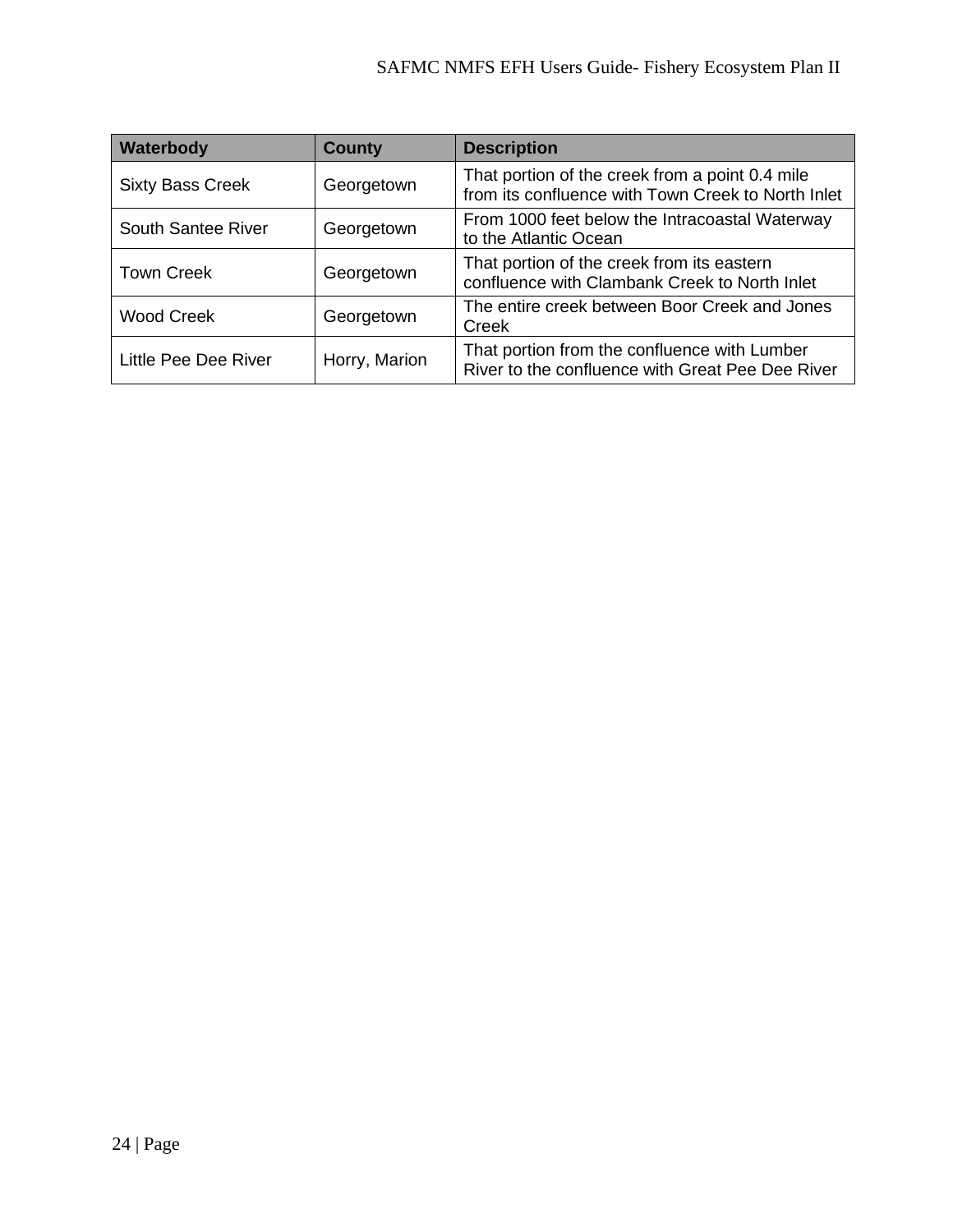| Waterbody | County | Description |
| --- | --- | --- |
| Sixty Bass Creek | Georgetown | That portion of the creek from a point 0.4 mile from its confluence with Town Creek to North Inlet |
| South Santee River | Georgetown | From 1000 feet below the Intracoastal Waterway to the Atlantic Ocean |
| Town Creek | Georgetown | That portion of the creek from its eastern confluence with Clambank Creek to North Inlet |
| Wood Creek | Georgetown | The entire creek between Boor Creek and Jones Creek |
| Little Pee Dee River | Horry, Marion | That portion from the confluence with Lumber River to the confluence with Great Pee Dee River |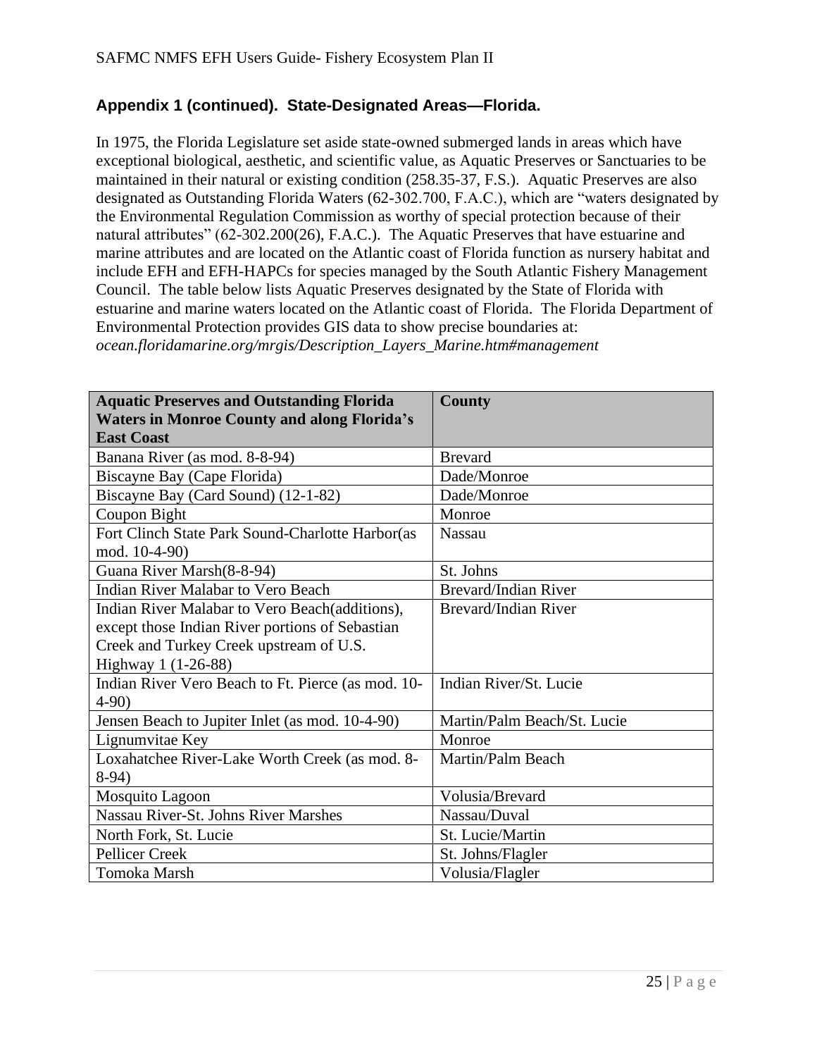## Appendix 1 (continued). State-Designated Areas—Florida.

In 1975, the Florida Legislature set aside state-owned submerged lands in areas which have exceptional biological, aesthetic, and scientific value, as Aquatic Preserves or Sanctuaries to be maintained in their natural or existing condition (258.35-37, F.S.). Aquatic Preserves are also designated as Outstanding Florida Waters (62-302.700, F.A.C.), which are "waters designated by the Environmental Regulation Commission as worthy of special protection because of their natural attributes" (62-302.200(26), F.A.C.). The Aquatic Preserves that have estuarine and marine attributes and are located on the Atlantic coast of Florida function as nursery habitat and include EFH and EFH-HAPCs for species managed by the South Atlantic Fishery Management Council. The table below lists Aquatic Preserves designated by the State of Florida with estuarine and marine waters located on the Atlantic coast of Florida. The Florida Department of Environmental Protection provides GIS data to show precise boundaries at: *ocean.floridamarine.org/mrgis/Description_Layers_Marine.htm#management*

| Aquatic Preserves and Outstanding Florida Waters in Monroe County and along Florida's East Coast | County |
|---|---|
| Banana River (as mod. 8-8-94) | Brevard |
| Biscayne Bay (Cape Florida) | Dade/Monroe |
| Biscayne Bay (Card Sound) (12-1-82) | Dade/Monroe |
| Coupon Bight | Monroe |
| Fort Clinch State Park Sound-Charlotte Harbor(as mod. 10-4-90) | Nassau |
| Guana River Marsh(8-8-94) | St. Johns |
| Indian River Malabar to Vero Beach | Brevard/Indian River |
| Indian River Malabar to Vero Beach(additions), except those Indian River portions of Sebastian Creek and Turkey Creek upstream of U.S. Highway 1 (1-26-88) | Brevard/Indian River |
| Indian River Vero Beach to Ft. Pierce (as mod. 10-4-90) | Indian River/St. Lucie |
| Jensen Beach to Jupiter Inlet (as mod. 10-4-90) | Martin/Palm Beach/St. Lucie |
| Lignumvitae Key | Monroe |
| Loxahatchee River-Lake Worth Creek (as mod. 8-8-94) | Martin/Palm Beach |
| Mosquito Lagoon | Volusia/Brevard |
| Nassau River-St. Johns River Marshes | Nassau/Duval |
| North Fork, St. Lucie | St. Lucie/Martin |
| Pellicer Creek | St. Johns/Flagler |
| Tomoka Marsh | Volusia/Flagler |